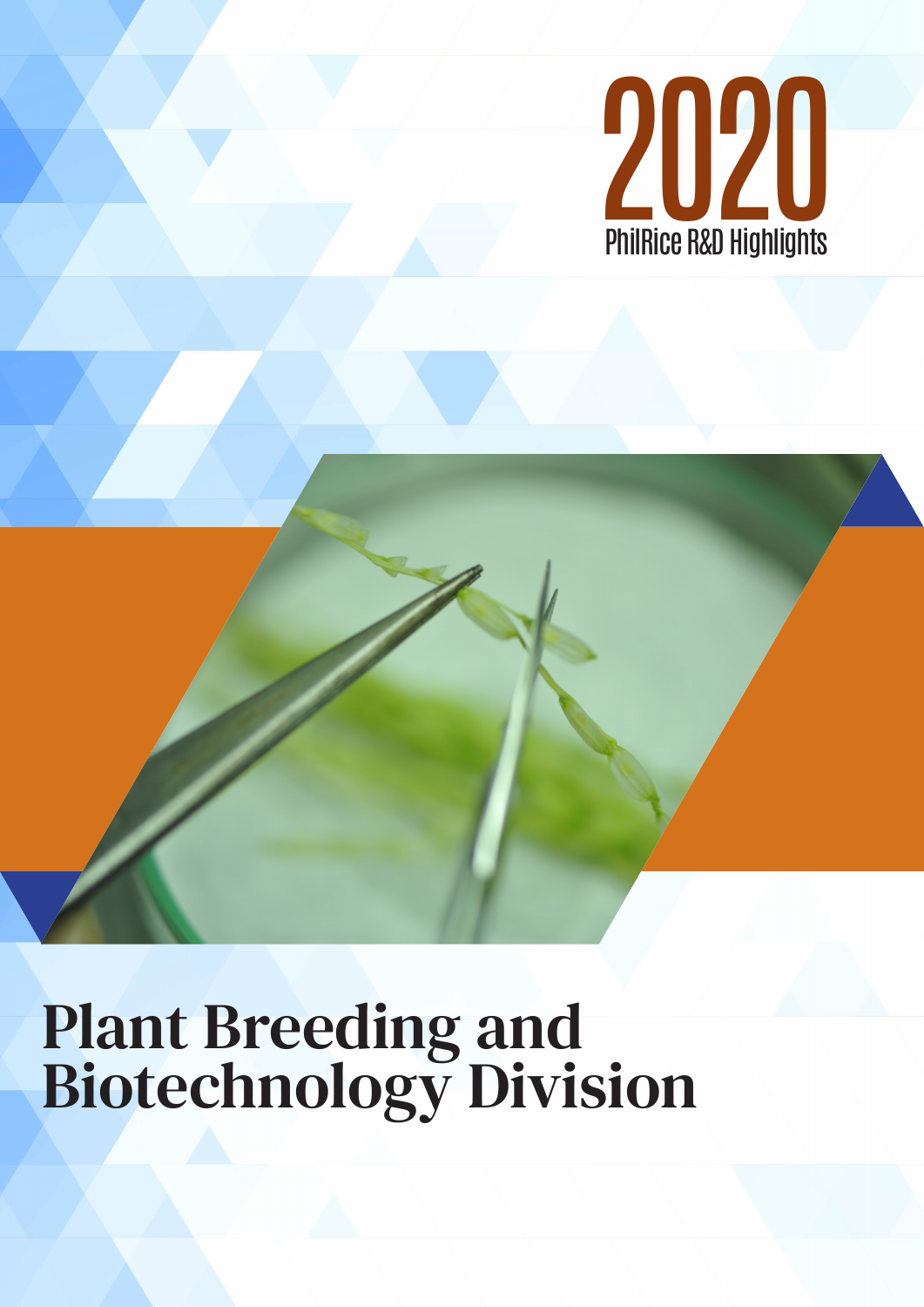# 2020

PhilRice R&D Highlights

# Plant Breeding and Biotechnology Division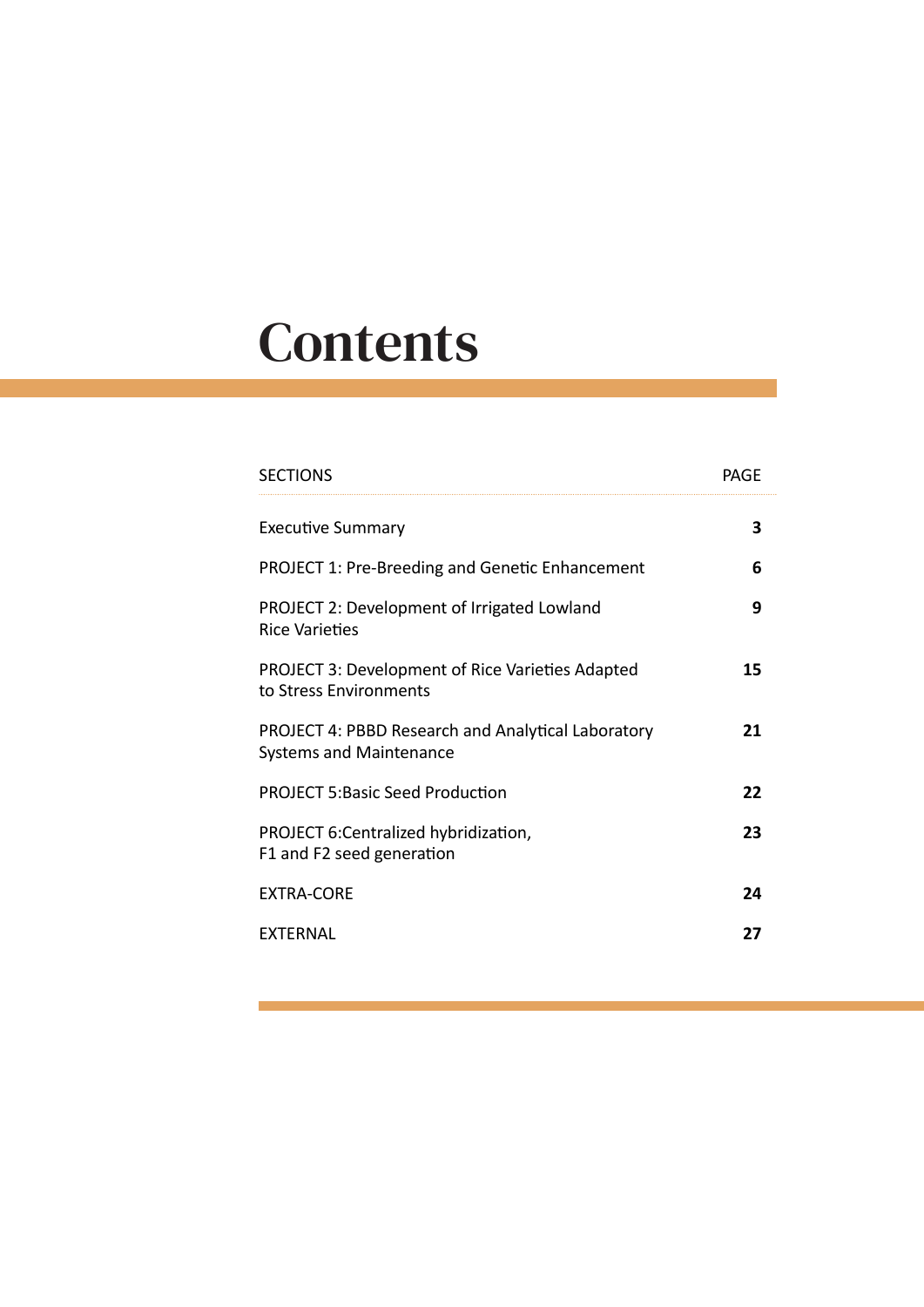# Contents

| SECTIONS | PAGE |
|---|---|
| Executive Summary | **3** |
| PROJECT 1: Pre-Breeding and Genetic Enhancement | **6** |
| PROJECT 2: Development of Irrigated Lowland Rice Varieties | **9** |
| PROJECT 3: Development of Rice Varieties Adapted to Stress Environments | **15** |
| PROJECT 4: PBBD Research and Analytical Laboratory Systems and Maintenance | **21** |
| PROJECT 5:Basic Seed Production | **22** |
| PROJECT 6:Centralized hybridization, F1 and F2 seed generation | **23** |
| EXTRA-CORE | **24** |
| EXTERNAL | **27** |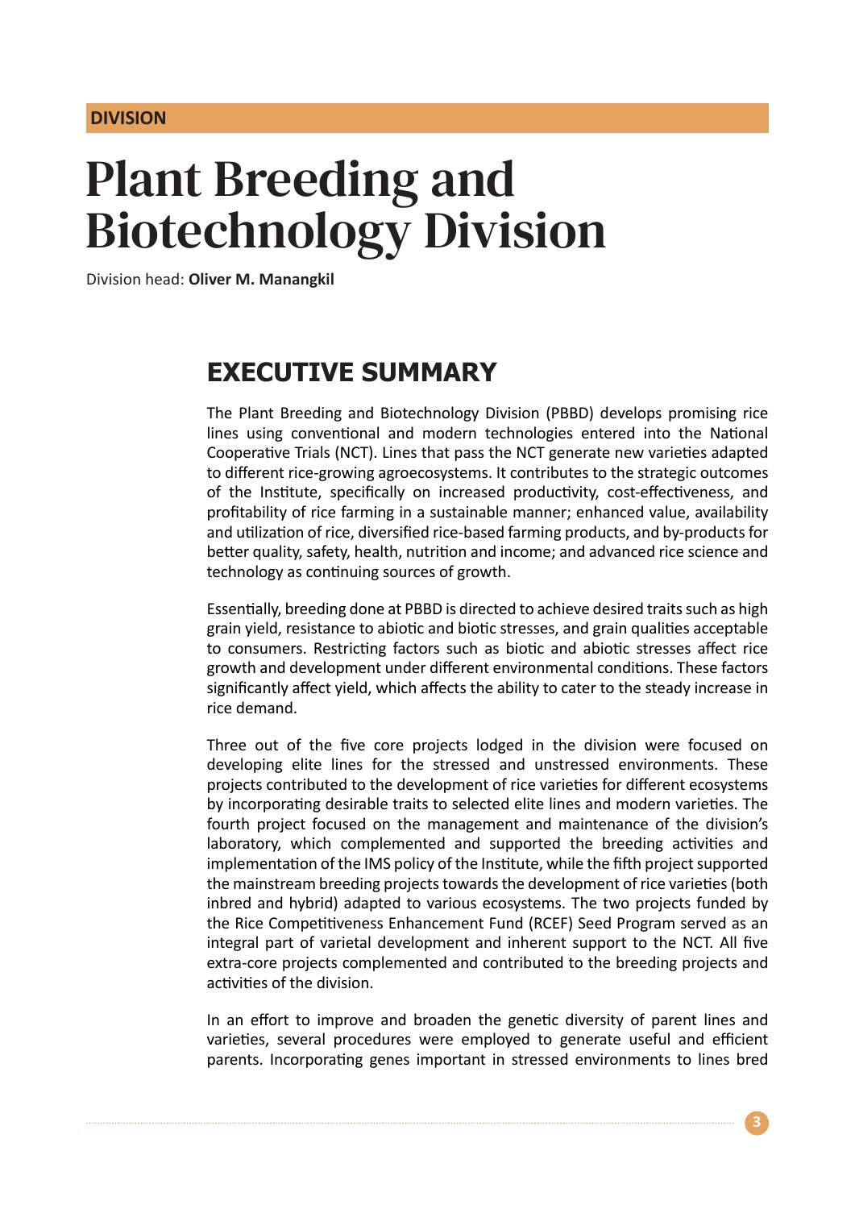DIVISION

# Plant Breeding and Biotechnology Division

Division head: **Oliver M. Manangkil**

## EXECUTIVE SUMMARY

The Plant Breeding and Biotechnology Division (PBBD) develops promising rice lines using conventional and modern technologies entered into the National Cooperative Trials (NCT). Lines that pass the NCT generate new varieties adapted to different rice-growing agroecosystems. It contributes to the strategic outcomes of the Institute, specifically on increased productivity, cost-effectiveness, and profitability of rice farming in a sustainable manner; enhanced value, availability and utilization of rice, diversified rice-based farming products, and by-products for better quality, safety, health, nutrition and income; and advanced rice science and technology as continuing sources of growth.

Essentially, breeding done at PBBD is directed to achieve desired traits such as high grain yield, resistance to abiotic and biotic stresses, and grain qualities acceptable to consumers. Restricting factors such as biotic and abiotic stresses affect rice growth and development under different environmental conditions. These factors significantly affect yield, which affects the ability to cater to the steady increase in rice demand.

Three out of the five core projects lodged in the division were focused on developing elite lines for the stressed and unstressed environments. These projects contributed to the development of rice varieties for different ecosystems by incorporating desirable traits to selected elite lines and modern varieties. The fourth project focused on the management and maintenance of the division's laboratory, which complemented and supported the breeding activities and implementation of the IMS policy of the Institute, while the fifth project supported the mainstream breeding projects towards the development of rice varieties (both inbred and hybrid) adapted to various ecosystems. The two projects funded by the Rice Competitiveness Enhancement Fund (RCEF) Seed Program served as an integral part of varietal development and inherent support to the NCT. All five extra-core projects complemented and contributed to the breeding projects and activities of the division.

In an effort to improve and broaden the genetic diversity of parent lines and varieties, several procedures were employed to generate useful and efficient parents. Incorporating genes important in stressed environments to lines bred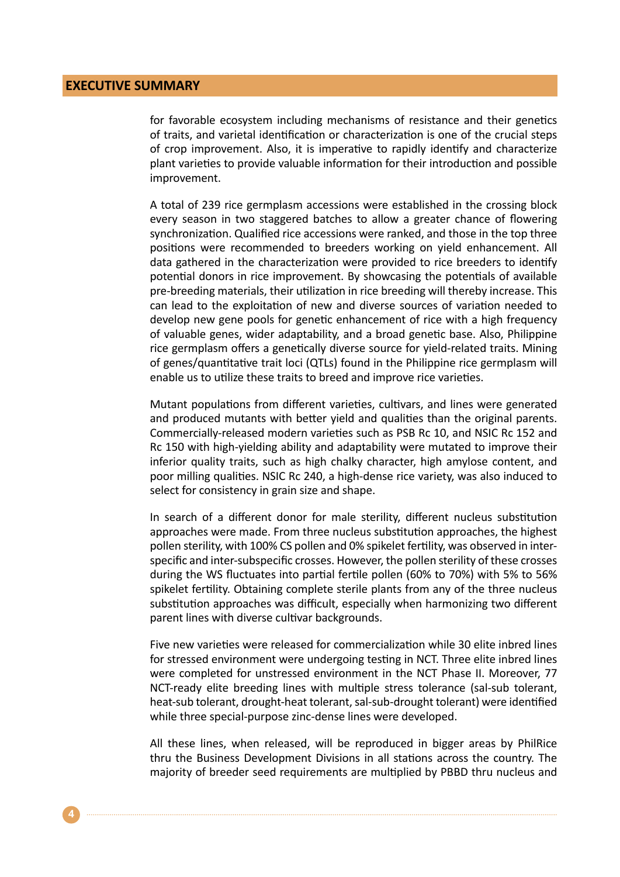## EXECUTIVE SUMMARY

for favorable ecosystem including mechanisms of resistance and their genetics of traits, and varietal identification or characterization is one of the crucial steps of crop improvement. Also, it is imperative to rapidly identify and characterize plant varieties to provide valuable information for their introduction and possible improvement.

A total of 239 rice germplasm accessions were established in the crossing block every season in two staggered batches to allow a greater chance of flowering synchronization. Qualified rice accessions were ranked, and those in the top three positions were recommended to breeders working on yield enhancement. All data gathered in the characterization were provided to rice breeders to identify potential donors in rice improvement. By showcasing the potentials of available pre-breeding materials, their utilization in rice breeding will thereby increase. This can lead to the exploitation of new and diverse sources of variation needed to develop new gene pools for genetic enhancement of rice with a high frequency of valuable genes, wider adaptability, and a broad genetic base. Also, Philippine rice germplasm offers a genetically diverse source for yield-related traits. Mining of genes/quantitative trait loci (QTLs) found in the Philippine rice germplasm will enable us to utilize these traits to breed and improve rice varieties.

Mutant populations from different varieties, cultivars, and lines were generated and produced mutants with better yield and qualities than the original parents. Commercially-released modern varieties such as PSB Rc 10, and NSIC Rc 152 and Rc 150 with high-yielding ability and adaptability were mutated to improve their inferior quality traits, such as high chalky character, high amylose content, and poor milling qualities. NSIC Rc 240, a high-dense rice variety, was also induced to select for consistency in grain size and shape.

In search of a different donor for male sterility, different nucleus substitution approaches were made. From three nucleus substitution approaches, the highest pollen sterility, with 100% CS pollen and 0% spikelet fertility, was observed in inter-specific and inter-subspecific crosses. However, the pollen sterility of these crosses during the WS fluctuates into partial fertile pollen (60% to 70%) with 5% to 56% spikelet fertility. Obtaining complete sterile plants from any of the three nucleus substitution approaches was difficult, especially when harmonizing two different parent lines with diverse cultivar backgrounds.

Five new varieties were released for commercialization while 30 elite inbred lines for stressed environment were undergoing testing in NCT. Three elite inbred lines were completed for unstressed environment in the NCT Phase II. Moreover, 77 NCT-ready elite breeding lines with multiple stress tolerance (sal-sub tolerant, heat-sub tolerant, drought-heat tolerant, sal-sub-drought tolerant) were identified while three special-purpose zinc-dense lines were developed.

All these lines, when released, will be reproduced in bigger areas by PhilRice thru the Business Development Divisions in all stations across the country. The majority of breeder seed requirements are multiplied by PBBD thru nucleus and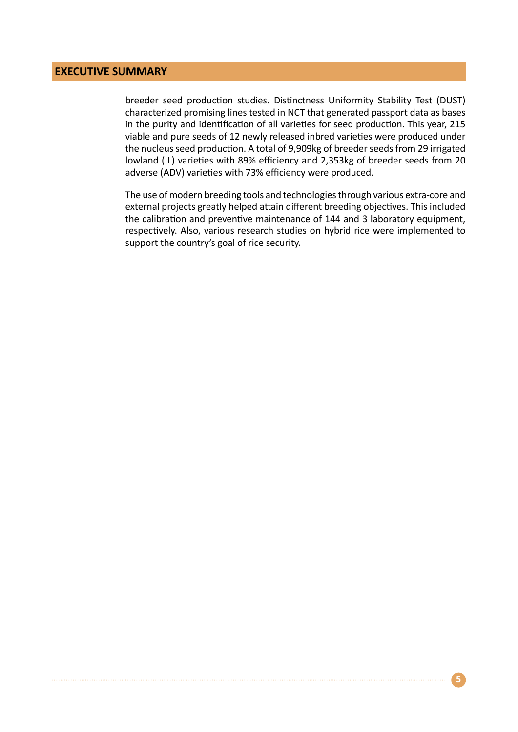## EXECUTIVE SUMMARY

breeder seed production studies. Distinctness Uniformity Stability Test (DUST) characterized promising lines tested in NCT that generated passport data as bases in the purity and identification of all varieties for seed production. This year, 215 viable and pure seeds of 12 newly released inbred varieties were produced under the nucleus seed production. A total of 9,909kg of breeder seeds from 29 irrigated lowland (IL) varieties with 89% efficiency and 2,353kg of breeder seeds from 20 adverse (ADV) varieties with 73% efficiency were produced.

The use of modern breeding tools and technologies through various extra-core and external projects greatly helped attain different breeding objectives. This included the calibration and preventive maintenance of 144 and 3 laboratory equipment, respectively. Also, various research studies on hybrid rice were implemented to support the country's goal of rice security.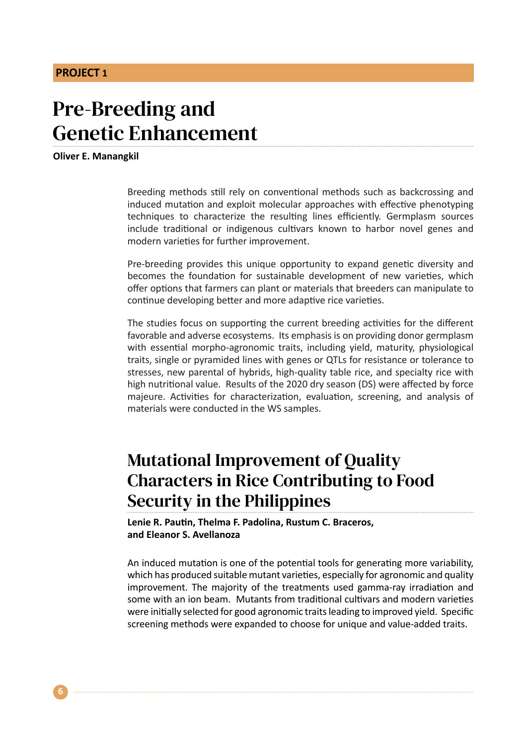**PROJECT 1**

# Pre-Breeding and Genetic Enhancement

**Oliver E. Manangkil**

Breeding methods still rely on conventional methods such as backcrossing and induced mutation and exploit molecular approaches with effective phenotyping techniques to characterize the resulting lines efficiently. Germplasm sources include traditional or indigenous cultivars known to harbor novel genes and modern varieties for further improvement.

Pre-breeding provides this unique opportunity to expand genetic diversity and becomes the foundation for sustainable development of new varieties, which offer options that farmers can plant or materials that breeders can manipulate to continue developing better and more adaptive rice varieties.

The studies focus on supporting the current breeding activities for the different favorable and adverse ecosystems. Its emphasis is on providing donor germplasm with essential morpho-agronomic traits, including yield, maturity, physiological traits, single or pyramided lines with genes or QTLs for resistance or tolerance to stresses, new parental of hybrids, high-quality table rice, and specialty rice with high nutritional value. Results of the 2020 dry season (DS) were affected by force majeure. Activities for characterization, evaluation, screening, and analysis of materials were conducted in the WS samples.

## Mutational Improvement of Quality Characters in Rice Contributing to Food Security in the Philippines

**Lenie R. Pautin, Thelma F. Padolina, Rustum C. Braceros, and Eleanor S. Avellanoza**

An induced mutation is one of the potential tools for generating more variability, which has produced suitable mutant varieties, especially for agronomic and quality improvement. The majority of the treatments used gamma-ray irradiation and some with an ion beam. Mutants from traditional cultivars and modern varieties were initially selected for good agronomic traits leading to improved yield. Specific screening methods were expanded to choose for unique and value-added traits.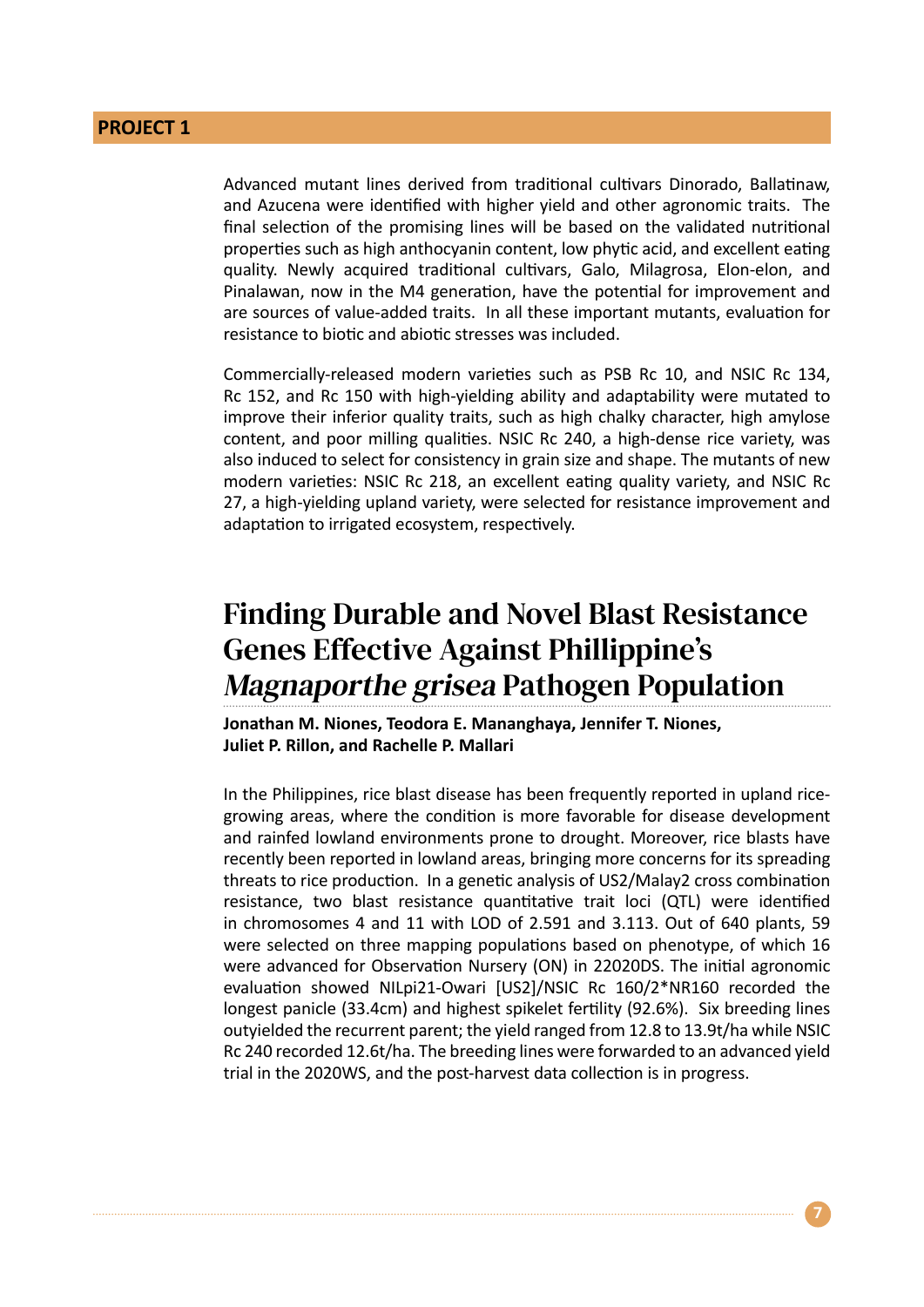**PROJECT 1**

Advanced mutant lines derived from traditional cultivars Dinorado, Ballatinaw, and Azucena were identified with higher yield and other agronomic traits. The final selection of the promising lines will be based on the validated nutritional properties such as high anthocyanin content, low phytic acid, and excellent eating quality. Newly acquired traditional cultivars, Galo, Milagrosa, Elon-elon, and Pinalawan, now in the M4 generation, have the potential for improvement and are sources of value-added traits. In all these important mutants, evaluation for resistance to biotic and abiotic stresses was included.

Commercially-released modern varieties such as PSB Rc 10, and NSIC Rc 134, Rc 152, and Rc 150 with high-yielding ability and adaptability were mutated to improve their inferior quality traits, such as high chalky character, high amylose content, and poor milling qualities. NSIC Rc 240, a high-dense rice variety, was also induced to select for consistency in grain size and shape. The mutants of new modern varieties: NSIC Rc 218, an excellent eating quality variety, and NSIC Rc 27, a high-yielding upland variety, were selected for resistance improvement and adaptation to irrigated ecosystem, respectively.

## Finding Durable and Novel Blast Resistance Genes Effective Against Phillippine's *Magnaporthe grisea* Pathogen Population

**Jonathan M. Niones, Teodora E. Mananghaya, Jennifer T. Niones, Juliet P. Rillon, and Rachelle P. Mallari**

In the Philippines, rice blast disease has been frequently reported in upland rice-growing areas, where the condition is more favorable for disease development and rainfed lowland environments prone to drought. Moreover, rice blasts have recently been reported in lowland areas, bringing more concerns for its spreading threats to rice production. In a genetic analysis of US2/Malay2 cross combination resistance, two blast resistance quantitative trait loci (QTL) were identified in chromosomes 4 and 11 with LOD of 2.591 and 3.113. Out of 640 plants, 59 were selected on three mapping populations based on phenotype, of which 16 were advanced for Observation Nursery (ON) in 22020DS. The initial agronomic evaluation showed NILpi21-Owari [US2]/NSIC Rc 160/2*NR160 recorded the longest panicle (33.4cm) and highest spikelet fertility (92.6%). Six breeding lines outyielded the recurrent parent; the yield ranged from 12.8 to 13.9t/ha while NSIC Rc 240 recorded 12.6t/ha. The breeding lines were forwarded to an advanced yield trial in the 2020WS, and the post-harvest data collection is in progress.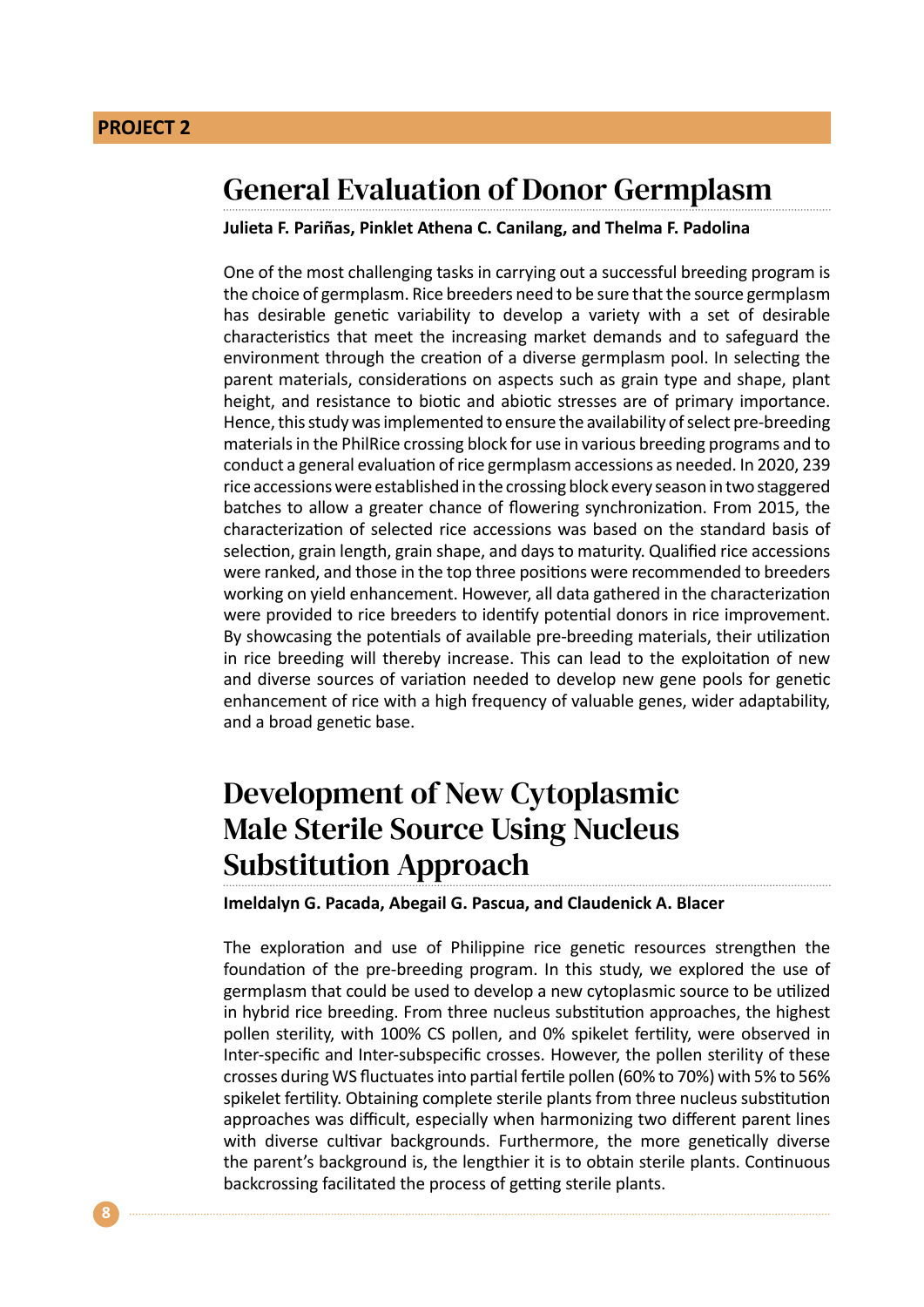**PROJECT 2**

## General Evaluation of Donor Germplasm

**Julieta F. Pariñas, Pinklet Athena C. Canilang, and Thelma F. Padolina**

One of the most challenging tasks in carrying out a successful breeding program is the choice of germplasm. Rice breeders need to be sure that the source germplasm has desirable genetic variability to develop a variety with a set of desirable characteristics that meet the increasing market demands and to safeguard the environment through the creation of a diverse germplasm pool. In selecting the parent materials, considerations on aspects such as grain type and shape, plant height, and resistance to biotic and abiotic stresses are of primary importance. Hence, this study was implemented to ensure the availability of select pre-breeding materials in the PhilRice crossing block for use in various breeding programs and to conduct a general evaluation of rice germplasm accessions as needed. In 2020, 239 rice accessions were established in the crossing block every season in two staggered batches to allow a greater chance of flowering synchronization. From 2015, the characterization of selected rice accessions was based on the standard basis of selection, grain length, grain shape, and days to maturity. Qualified rice accessions were ranked, and those in the top three positions were recommended to breeders working on yield enhancement. However, all data gathered in the characterization were provided to rice breeders to identify potential donors in rice improvement. By showcasing the potentials of available pre-breeding materials, their utilization in rice breeding will thereby increase. This can lead to the exploitation of new and diverse sources of variation needed to develop new gene pools for genetic enhancement of rice with a high frequency of valuable genes, wider adaptability, and a broad genetic base.

## Development of New Cytoplasmic Male Sterile Source Using Nucleus Substitution Approach

**Imeldalyn G. Pacada, Abegail G. Pascua, and Claudenick A. Blacer**

The exploration and use of Philippine rice genetic resources strengthen the foundation of the pre-breeding program. In this study, we explored the use of germplasm that could be used to develop a new cytoplasmic source to be utilized in hybrid rice breeding. From three nucleus substitution approaches, the highest pollen sterility, with 100% CS pollen, and 0% spikelet fertility, were observed in Inter-specific and Inter-subspecific crosses. However, the pollen sterility of these crosses during WS fluctuates into partial fertile pollen (60% to 70%) with 5% to 56% spikelet fertility. Obtaining complete sterile plants from three nucleus substitution approaches was difficult, especially when harmonizing two different parent lines with diverse cultivar backgrounds. Furthermore, the more genetically diverse the parent's background is, the lengthier it is to obtain sterile plants. Continuous backcrossing facilitated the process of getting sterile plants.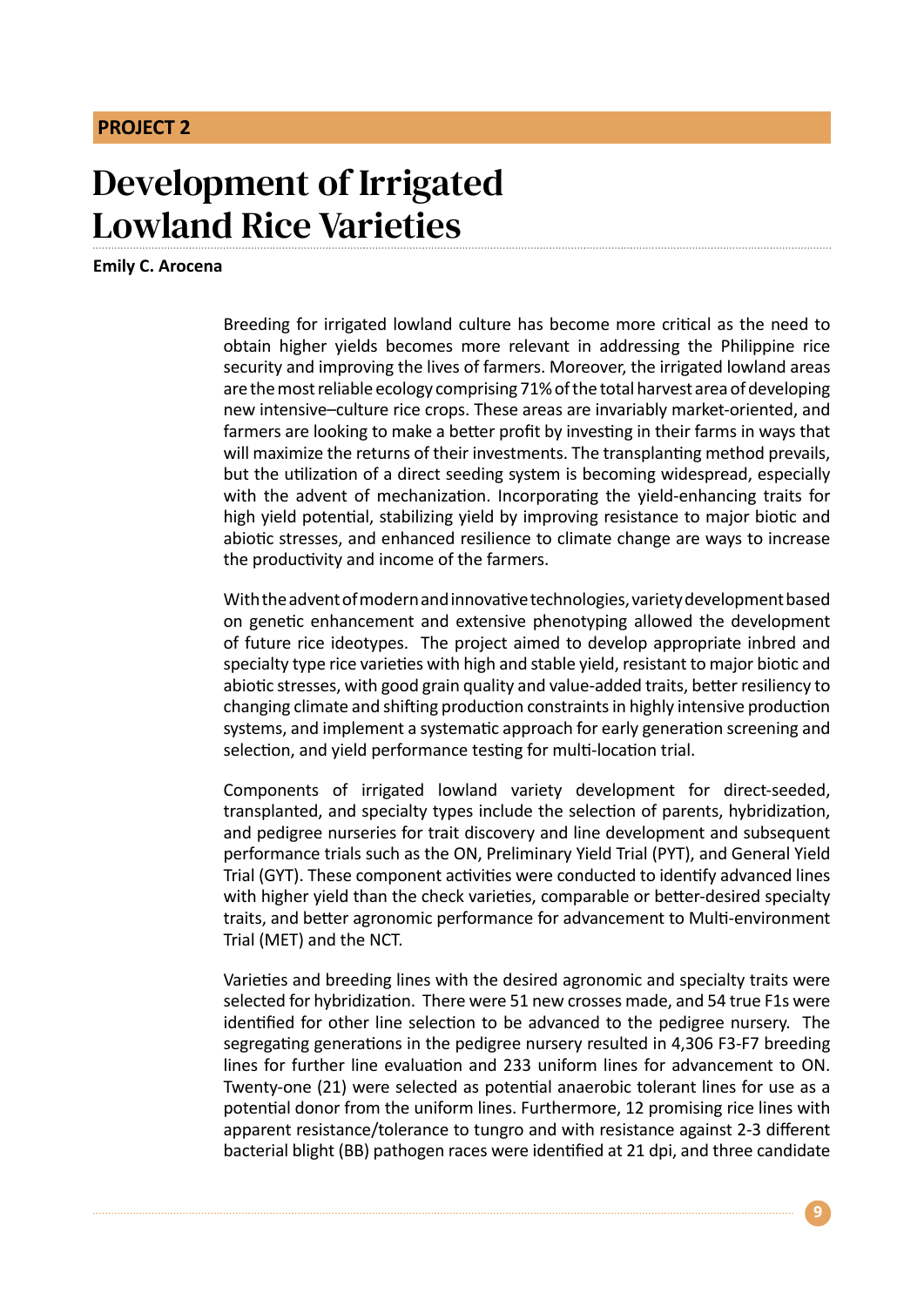**PROJECT 2**

# Development of Irrigated Lowland Rice Varieties

**Emily C. Arocena**

Breeding for irrigated lowland culture has become more critical as the need to obtain higher yields becomes more relevant in addressing the Philippine rice security and improving the lives of farmers. Moreover, the irrigated lowland areas are the most reliable ecology comprising 71% of the total harvest area of developing new intensive–culture rice crops. These areas are invariably market-oriented, and farmers are looking to make a better profit by investing in their farms in ways that will maximize the returns of their investments. The transplanting method prevails, but the utilization of a direct seeding system is becoming widespread, especially with the advent of mechanization. Incorporating the yield-enhancing traits for high yield potential, stabilizing yield by improving resistance to major biotic and abiotic stresses, and enhanced resilience to climate change are ways to increase the productivity and income of the farmers.

With the advent of modern and innovative technologies, variety development based on genetic enhancement and extensive phenotyping allowed the development of future rice ideotypes. The project aimed to develop appropriate inbred and specialty type rice varieties with high and stable yield, resistant to major biotic and abiotic stresses, with good grain quality and value-added traits, better resiliency to changing climate and shifting production constraints in highly intensive production systems, and implement a systematic approach for early generation screening and selection, and yield performance testing for multi-location trial.

Components of irrigated lowland variety development for direct-seeded, transplanted, and specialty types include the selection of parents, hybridization, and pedigree nurseries for trait discovery and line development and subsequent performance trials such as the ON, Preliminary Yield Trial (PYT), and General Yield Trial (GYT). These component activities were conducted to identify advanced lines with higher yield than the check varieties, comparable or better-desired specialty traits, and better agronomic performance for advancement to Multi-environment Trial (MET) and the NCT.

Varieties and breeding lines with the desired agronomic and specialty traits were selected for hybridization. There were 51 new crosses made, and 54 true F1s were identified for other line selection to be advanced to the pedigree nursery. The segregating generations in the pedigree nursery resulted in 4,306 F3-F7 breeding lines for further line evaluation and 233 uniform lines for advancement to ON. Twenty-one (21) were selected as potential anaerobic tolerant lines for use as a potential donor from the uniform lines. Furthermore, 12 promising rice lines with apparent resistance/tolerance to tungro and with resistance against 2-3 different bacterial blight (BB) pathogen races were identified at 21 dpi, and three candidate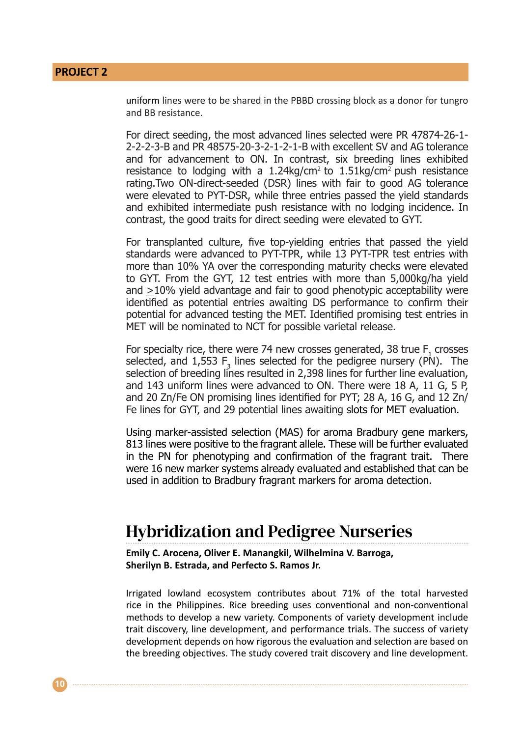uniform lines were to be shared in the PBBD crossing block as a donor for tungro and BB resistance.

For direct seeding, the most advanced lines selected were PR 47874-26-1-2-2-2-3-B and PR 48575-20-3-2-1-2-1-B with excellent SV and AG tolerance and for advancement to ON. In contrast, six breeding lines exhibited resistance to lodging with a 1.24kg/cm$^2$ to 1.51kg/cm$^2$ push resistance rating.Two ON-direct-seeded (DSR) lines with fair to good AG tolerance were elevated to PYT-DSR, while three entries passed the yield standards and exhibited intermediate push resistance with no lodging incidence. In contrast, the good traits for direct seeding were elevated to GYT.

For transplanted culture, five top-yielding entries that passed the yield standards were advanced to PYT-TPR, while 13 PYT-TPR test entries with more than 10% YA over the corresponding maturity checks were elevated to GYT. From the GYT, 12 test entries with more than 5,000kg/ha yield and $\geq$10% yield advantage and fair to good phenotypic acceptability were identified as potential entries awaiting DS performance to confirm their potential for advanced testing the MET. Identified promising test entries in MET will be nominated to NCT for possible varietal release.

For specialty rice, there were 74 new crosses generated, 38 true $F_1$ crosses selected, and 1,553 $F_3$ lines selected for the pedigree nursery (PN). The selection of breeding lines resulted in 2,398 lines for further line evaluation, and 143 uniform lines were advanced to ON. There were 18 A, 11 G, 5 P, and 20 Zn/Fe ON promising lines identified for PYT; 28 A, 16 G, and 12 Zn/Fe lines for GYT, and 29 potential lines awaiting slots for MET evaluation.

Using marker-assisted selection (MAS) for aroma Bradbury gene markers, 813 lines were positive to the fragrant allele. These will be further evaluated in the PN for phenotyping and confirmation of the fragrant trait. There were 16 new marker systems already evaluated and established that can be used in addition to Bradbury fragrant markers for aroma detection.

## Hybridization and Pedigree Nurseries

**Emily C. Arocena, Oliver E. Manangkil, Wilhelmina V. Barroga, Sherilyn B. Estrada, and Perfecto S. Ramos Jr.**

Irrigated lowland ecosystem contributes about 71% of the total harvested rice in the Philippines. Rice breeding uses conventional and non-conventional methods to develop a new variety. Components of variety development include trait discovery, line development, and performance trials. The success of variety development depends on how rigorous the evaluation and selection are based on the breeding objectives. The study covered trait discovery and line development.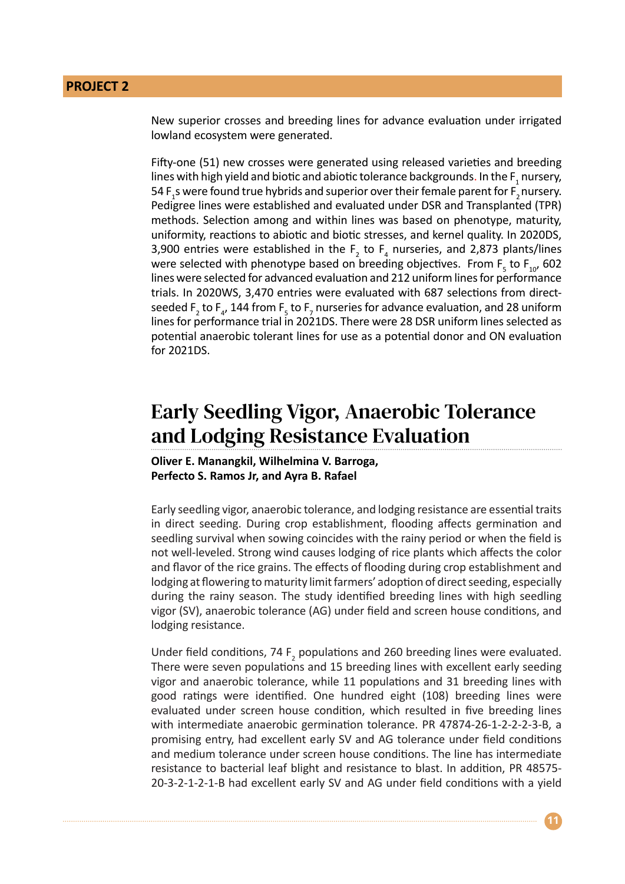## PROJECT 2

New superior crosses and breeding lines for advance evaluation under irrigated lowland ecosystem were generated.

Fifty-one (51) new crosses were generated using released varieties and breeding lines with high yield and biotic and abiotic tolerance backgrounds. In the $F_1$ nursery, 54 $F_1$s were found true hybrids and superior over their female parent for $F_2$ nursery. Pedigree lines were established and evaluated under DSR and Transplanted (TPR) methods. Selection among and within lines was based on phenotype, maturity, uniformity, reactions to abiotic and biotic stresses, and kernel quality. In 2020DS, 3,900 entries were established in the $F_2$ to $F_4$ nurseries, and 2,873 plants/lines were selected with phenotype based on breeding objectives. From $F_5$ to $F_{10}$, 602 lines were selected for advanced evaluation and 212 uniform lines for performance trials. In 2020WS, 3,470 entries were evaluated with 687 selections from direct-seeded $F_2$ to $F_4$, 144 from $F_5$ to $F_7$ nurseries for advance evaluation, and 28 uniform lines for performance trial in 2021DS. There were 28 DSR uniform lines selected as potential anaerobic tolerant lines for use as a potential donor and ON evaluation for 2021DS.

# Early Seedling Vigor, Anaerobic Tolerance and Lodging Resistance Evaluation

**Oliver E. Manangkil, Wilhelmina V. Barroga, Perfecto S. Ramos Jr, and Ayra B. Rafael**

Early seedling vigor, anaerobic tolerance, and lodging resistance are essential traits in direct seeding. During crop establishment, flooding affects germination and seedling survival when sowing coincides with the rainy period or when the field is not well-leveled. Strong wind causes lodging of rice plants which affects the color and flavor of the rice grains. The effects of flooding during crop establishment and lodging at flowering to maturity limit farmers' adoption of direct seeding, especially during the rainy season. The study identified breeding lines with high seedling vigor (SV), anaerobic tolerance (AG) under field and screen house conditions, and lodging resistance.

Under field conditions, 74 $F_2$ populations and 260 breeding lines were evaluated. There were seven populations and 15 breeding lines with excellent early seading vigor and anaerobic tolerance, while 11 populations and 31 breeding lines with good ratings were identified. One hundred eight (108) breeding lines were evaluated under screen house condition, which resulted in five breeding lines with intermediate anaerobic germination tolerance. PR 47874-26-1-2-2-2-3-B, a promising entry, had excellent early SV and AG tolerance under field conditions and medium tolerance under screen house conditions. The line has intermediate resistance to bacterial leaf blight and resistance to blast. In addition, PR 48575-20-3-2-1-2-1-B had excellent early SV and AG under field conditions with a yield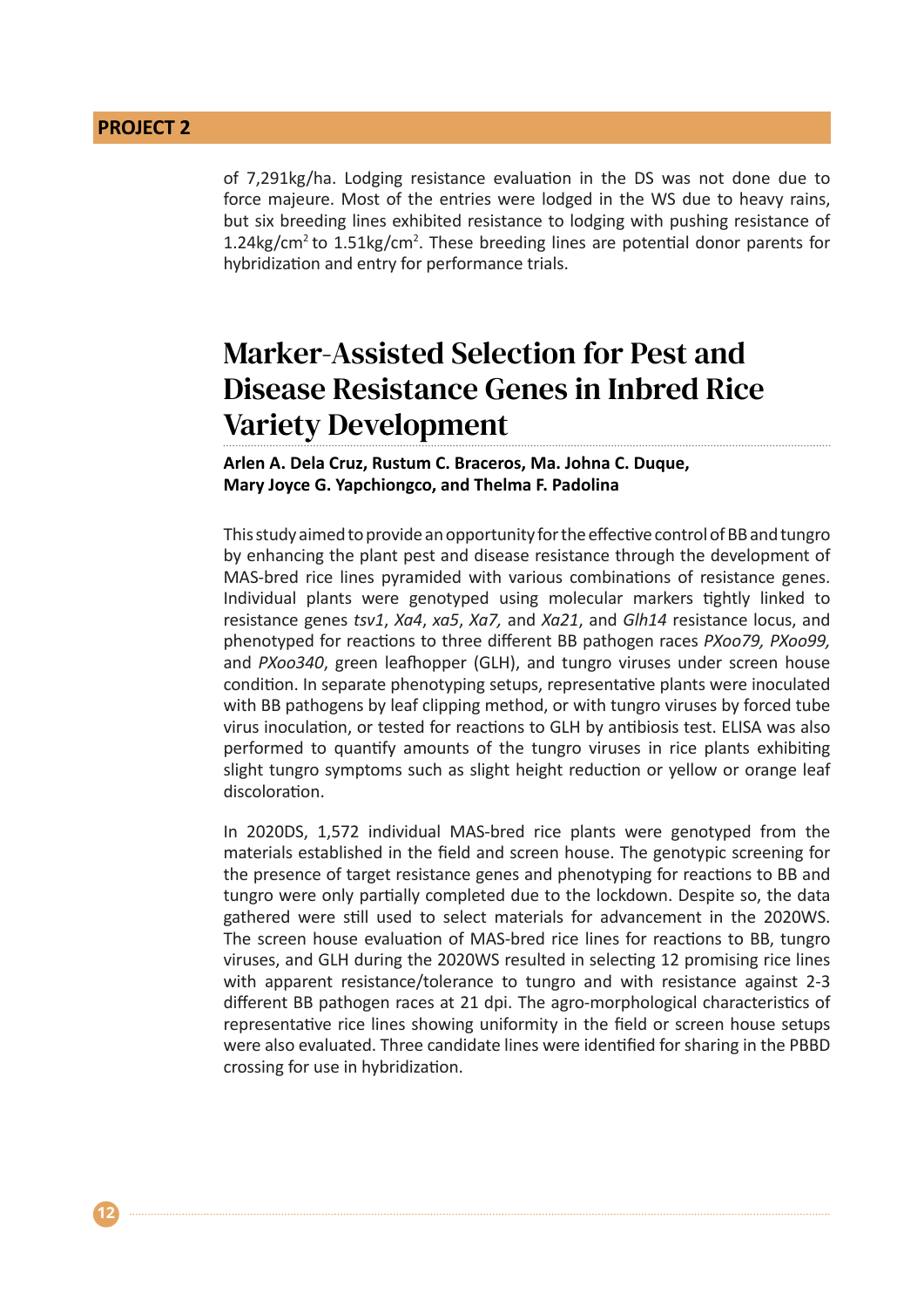of 7,291kg/ha. Lodging resistance evaluation in the DS was not done due to force majeure. Most of the entries were lodged in the WS due to heavy rains, but six breeding lines exhibited resistance to lodging with pushing resistance of $1.24kg/cm^2$ to $1.51kg/cm^2$. These breeding lines are potential donor parents for hybridization and entry for performance trials.

## Marker-Assisted Selection for Pest and Disease Resistance Genes in Inbred Rice Variety Development

**Arlen A. Dela Cruz, Rustum C. Braceros, Ma. Johna C. Duque, Mary Joyce G. Yapchiongco, and Thelma F. Padolina**

This study aimed to provide an opportunity for the effective control of BB and tungro by enhancing the plant pest and disease resistance through the development of MAS-bred rice lines pyramided with various combinations of resistance genes. Individual plants were genotyped using molecular markers tightly linked to resistance genes *tsv1*, *Xa4*, *xa5*, *Xa7,* and *Xa21*, and *Glh14* resistance locus, and phenotyped for reactions to three different BB pathogen races *PXoo79, PXoo99,* and *PXoo340*, green leafhopper (GLH), and tungro viruses under screen house condition. In separate phenotyping setups, representative plants were inoculated with BB pathogens by leaf clipping method, or with tungro viruses by forced tube virus inoculation, or tested for reactions to GLH by antibiosis test. ELISA was also performed to quantify amounts of the tungro viruses in rice plants exhibiting slight tungro symptoms such as slight height reduction or yellow or orange leaf discoloration.

In 2020DS, 1,572 individual MAS-bred rice plants were genotyped from the materials established in the field and screen house. The genotypic screening for the presence of target resistance genes and phenotyping for reactions to BB and tungro were only partially completed due to the lockdown. Despite so, the data gathered were still used to select materials for advancement in the 2020WS. The screen house evaluation of MAS-bred rice lines for reactions to BB, tungro viruses, and GLH during the 2020WS resulted in selecting 12 promising rice lines with apparent resistance/tolerance to tungro and with resistance against 2-3 different BB pathogen races at 21 dpi. The agro-morphological characteristics of representative rice lines showing uniformity in the field or screen house setups were also evaluated. Three candidate lines were identified for sharing in the PBBD crossing for use in hybridization.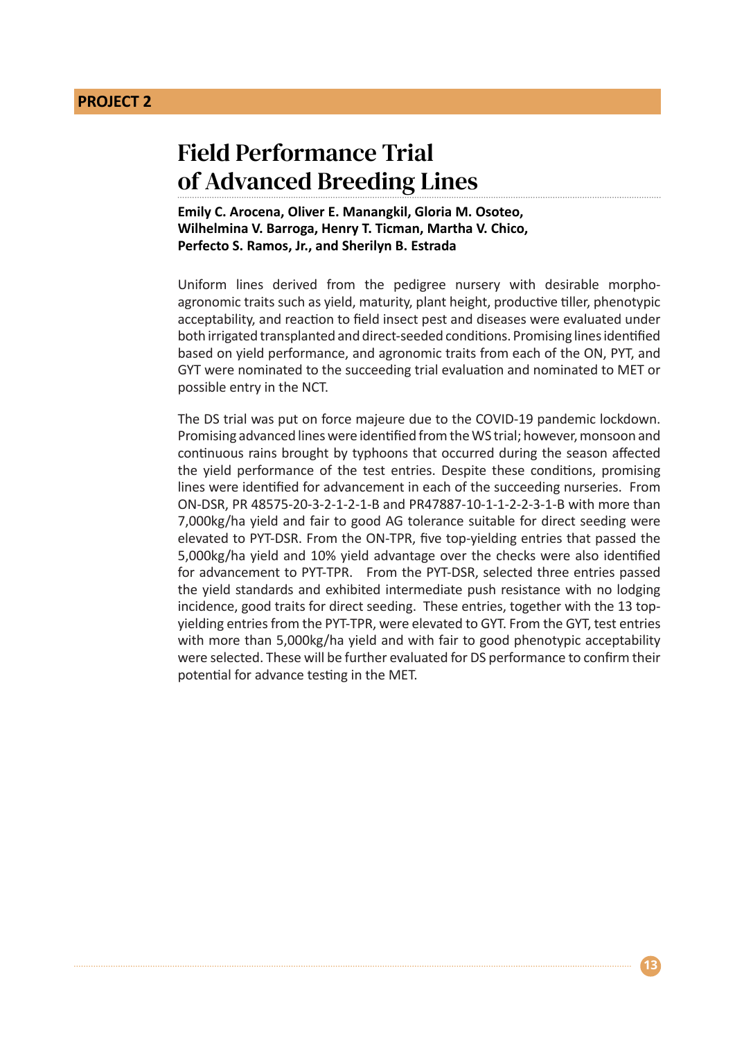**PROJECT 2**

# Field Performance Trial of Advanced Breeding Lines

**Emily C. Arocena, Oliver E. Manangkil, Gloria M. Osoteo, Wilhelmina V. Barroga, Henry T. Ticman, Martha V. Chico, Perfecto S. Ramos, Jr., and Sherilyn B. Estrada**

Uniform lines derived from the pedigree nursery with desirable morpho-agronomic traits such as yield, maturity, plant height, productive tiller, phenotypic acceptability, and reaction to field insect pest and diseases were evaluated under both irrigated transplanted and direct-seeded conditions. Promising lines identified based on yield performance, and agronomic traits from each of the ON, PYT, and GYT were nominated to the succeeding trial evaluation and nominated to MET or possible entry in the NCT.

The DS trial was put on force majeure due to the COVID-19 pandemic lockdown. Promising advanced lines were identified from the WS trial; however, monsoon and continuous rains brought by typhoons that occurred during the season affected the yield performance of the test entries. Despite these conditions, promising lines were identified for advancement in each of the succeeding nurseries. From ON-DSR, PR 48575-20-3-2-1-2-1-B and PR47887-10-1-1-2-2-3-1-B with more than 7,000kg/ha yield and fair to good AG tolerance suitable for direct seeding were elevated to PYT-DSR. From the ON-TPR, five top-yielding entries that passed the 5,000kg/ha yield and 10% yield advantage over the checks were also identified for advancement to PYT-TPR. From the PYT-DSR, selected three entries passed the yield standards and exhibited intermediate push resistance with no lodging incidence, good traits for direct seeding. These entries, together with the 13 top-yielding entries from the PYT-TPR, were elevated to GYT. From the GYT, test entries with more than 5,000kg/ha yield and with fair to good phenotypic acceptability were selected. These will be further evaluated for DS performance to confirm their potential for advance testing in the MET.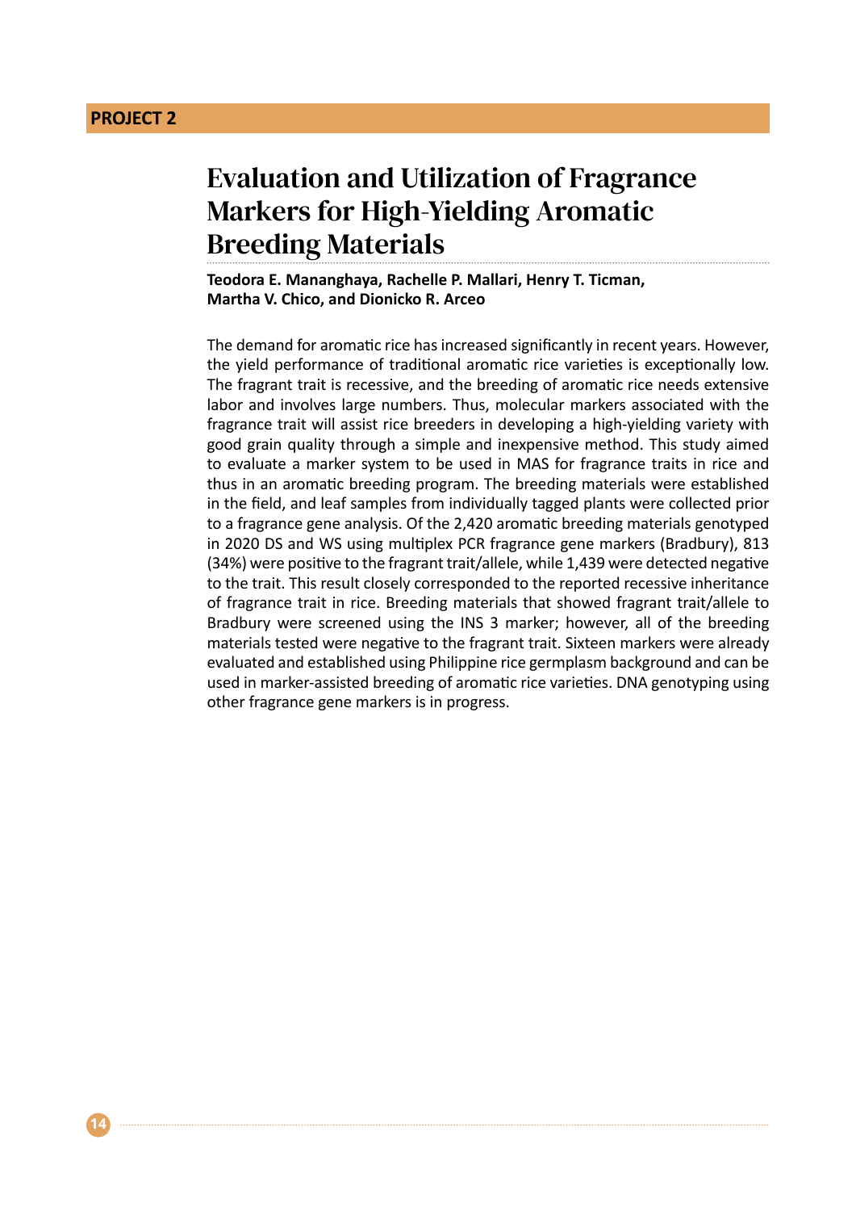**PROJECT 2**

# Evaluation and Utilization of Fragrance Markers for High-Yielding Aromatic Breeding Materials

**Teodora E. Mananghaya, Rachelle P. Mallari, Henry T. Ticman, Martha V. Chico, and Dionicko R. Arceo**

The demand for aromatic rice has increased significantly in recent years. However, the yield performance of traditional aromatic rice varieties is exceptionally low. The fragrant trait is recessive, and the breeding of aromatic rice needs extensive labor and involves large numbers. Thus, molecular markers associated with the fragrance trait will assist rice breeders in developing a high-yielding variety with good grain quality through a simple and inexpensive method. This study aimed to evaluate a marker system to be used in MAS for fragrance traits in rice and thus in an aromatic breeding program. The breeding materials were established in the field, and leaf samples from individually tagged plants were collected prior to a fragrance gene analysis. Of the 2,420 aromatic breeding materials genotyped in 2020 DS and WS using multiplex PCR fragrance gene markers (Bradbury), 813 (34%) were positive to the fragrant trait/allele, while 1,439 were detected negative to the trait. This result closely corresponded to the reported recessive inheritance of fragrance trait in rice. Breeding materials that showed fragrant trait/allele to Bradbury were screened using the INS 3 marker; however, all of the breeding materials tested were negative to the fragrant trait. Sixteen markers were already evaluated and established using Philippine rice germplasm background and can be used in marker-assisted breeding of aromatic rice varieties. DNA genotyping using other fragrance gene markers is in progress.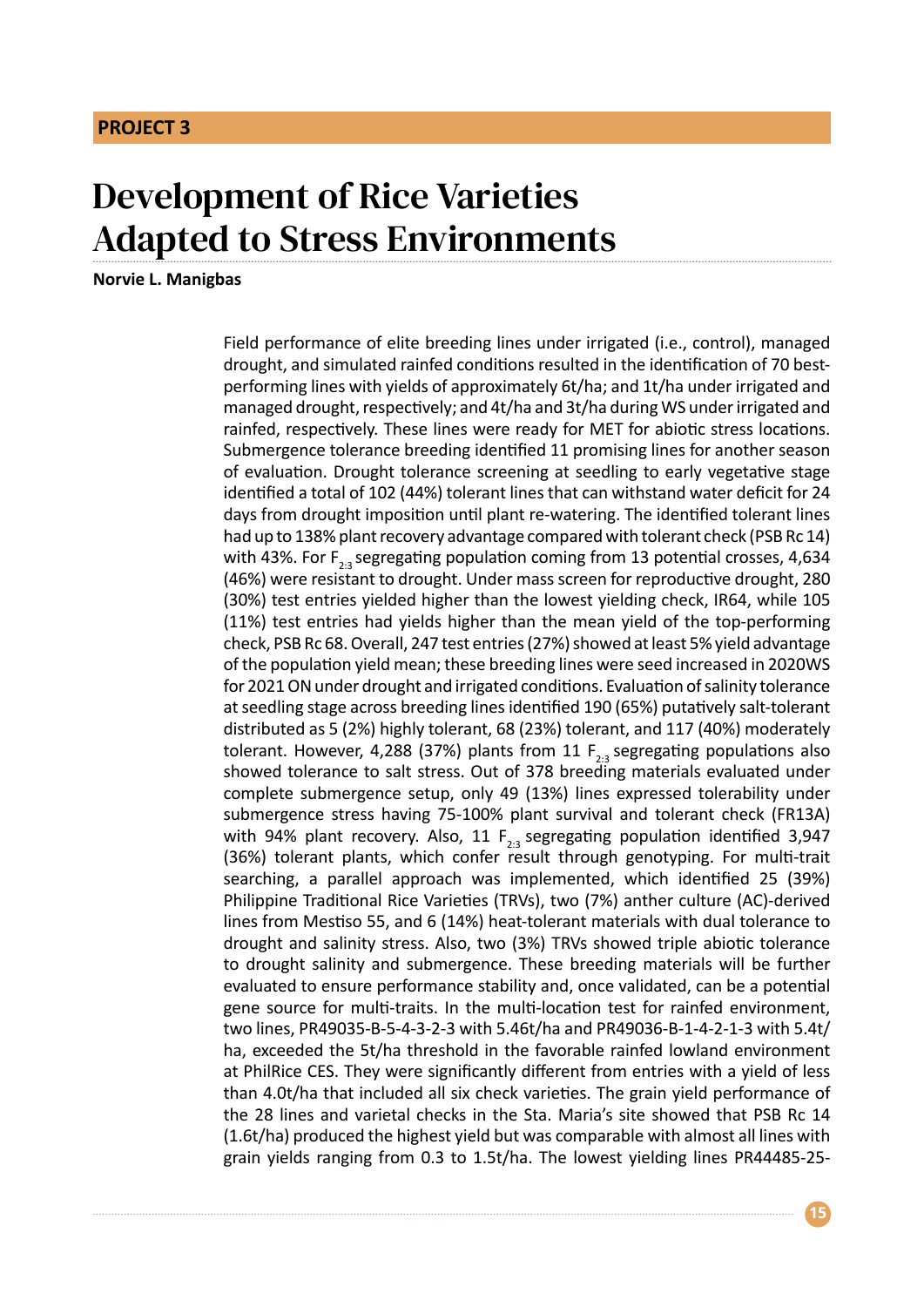PROJECT 3

# Development of Rice Varieties Adapted to Stress Environments

**Norvie L. Manigbas**

Field performance of elite breeding lines under irrigated (i.e., control), managed drought, and simulated rainfed conditions resulted in the identification of 70 best-performing lines with yields of approximately 6t/ha; and 1t/ha under irrigated and managed drought, respectively; and 4t/ha and 3t/ha during WS under irrigated and rainfed, respectively. These lines were ready for MET for abiotic stress locations. Submergence tolerance breeding identified 11 promising lines for another season of evaluation. Drought tolerance screening at seedling to early vegetative stage identified a total of 102 (44%) tolerant lines that can withstand water deficit for 24 days from drought imposition until plant re-watering. The identified tolerant lines had up to 138% plant recovery advantage compared with tolerant check (PSB Rc 14) with 43%. For $F_{2:3}$ segregating population coming from 13 potential crosses, 4,634 (46%) were resistant to drought. Under mass screen for reproductive drought, 280 (30%) test entries yielded higher than the lowest yielding check, IR64, while 105 (11%) test entries had yields higher than the mean yield of the top-performing check, PSB Rc 68. Overall, 247 test entries (27%) showed at least 5% yield advantage of the population yield mean; these breeding lines were seed increased in 2020WS for 2021 ON under drought and irrigated conditions. Evaluation of salinity tolerance at seedling stage across breeding lines identified 190 (65%) putatively salt-tolerant distributed as 5 (2%) highly tolerant, 68 (23%) tolerant, and 117 (40%) moderately tolerant. However, 4,288 (37%) plants from 11 $F_{2:3}$ segregating populations also showed tolerance to salt stress. Out of 378 breeding materials evaluated under complete submergence setup, only 49 (13%) lines expressed tolerability under submergence stress having 75-100% plant survival and tolerant check (FR13A) with 94% plant recovery. Also, 11 $F_{2:3}$ segregating population identified 3,947 (36%) tolerant plants, which confer result through genotyping. For multi-trait searching, a parallel approach was implemented, which identified 25 (39%) Philippine Traditional Rice Varieties (TRVs), two (7%) anther culture (AC)-derived lines from Mestiso 55, and 6 (14%) heat-tolerant materials with dual tolerance to drought and salinity stress. Also, two (3%) TRVs showed triple abiotic tolerance to drought salinity and submergence. These breeding materials will be further evaluated to ensure performance stability and, once validated, can be a potential gene source for multi-traits. In the multi-location test for rainfed environment, two lines, PR49035-B-5-4-3-2-3 with 5.46t/ha and PR49036-B-1-4-2-1-3 with 5.4t/ha, exceeded the 5t/ha threshold in the favorable rainfed lowland environment at PhilRice CES. They were significantly different from entries with a yield of less than 4.0t/ha that included all six check varieties. The grain yield performance of the 28 lines and varietal checks in the Sta. Maria's site showed that PSB Rc 14 (1.6t/ha) produced the highest yield but was comparable with almost all lines with grain yields ranging from 0.3 to 1.5t/ha. The lowest yielding lines PR44485-25-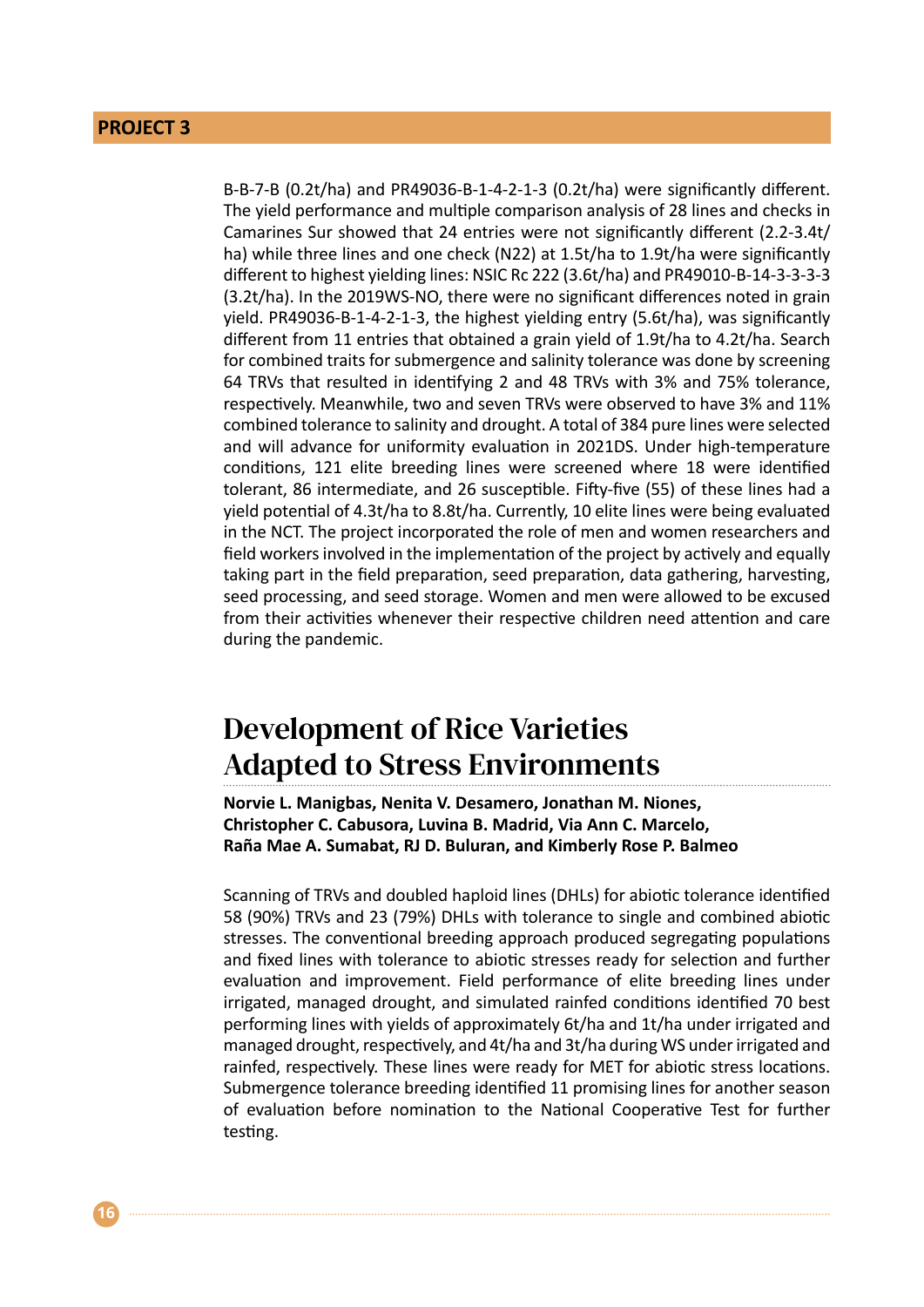B-B-7-B (0.2t/ha) and PR49036-B-1-4-2-1-3 (0.2t/ha) were significantly different. The yield performance and multiple comparison analysis of 28 lines and checks in Camarines Sur showed that 24 entries were not significantly different (2.2-3.4t/ha) while three lines and one check (N22) at 1.5t/ha to 1.9t/ha were significantly different to highest yielding lines: NSIC Rc 222 (3.6t/ha) and PR49010-B-14-3-3-3-3 (3.2t/ha). In the 2019WS-NO, there were no significant differences noted in grain yield. PR49036-B-1-4-2-1-3, the highest yielding entry (5.6t/ha), was significantly different from 11 entries that obtained a grain yield of 1.9t/ha to 4.2t/ha. Search for combined traits for submergence and salinity tolerance was done by screening 64 TRVs that resulted in identifying 2 and 48 TRVs with 3% and 75% tolerance, respectively. Meanwhile, two and seven TRVs were observed to have 3% and 11% combined tolerance to salinity and drought. A total of 384 pure lines were selected and will advance for uniformity evaluation in 2021DS. Under high-temperature conditions, 121 elite breeding lines were screened where 18 were identified tolerant, 86 intermediate, and 26 susceptible. Fifty-five (55) of these lines had a yield potential of 4.3t/ha to 8.8t/ha. Currently, 10 elite lines were being evaluated in the NCT. The project incorporated the role of men and women researchers and field workers involved in the implementation of the project by actively and equally taking part in the field preparation, seed preparation, data gathering, harvesting, seed processing, and seed storage. Women and men were allowed to be excused from their activities whenever their respective children need attention and care during the pandemic.

## Development of Rice Varieties Adapted to Stress Environments

**Norvie L. Manigbas, Nenita V. Desamero, Jonathan M. Niones, Christopher C. Cabusora, Luvina B. Madrid, Via Ann C. Marcelo, Raña Mae A. Sumabat, RJ D. Buluran, and Kimberly Rose P. Balmeo**

Scanning of TRVs and doubled haploid lines (DHLs) for abiotic tolerance identified 58 (90%) TRVs and 23 (79%) DHLs with tolerance to single and combined abiotic stresses. The conventional breeding approach produced segregating populations and fixed lines with tolerance to abiotic stresses ready for selection and further evaluation and improvement. Field performance of elite breeding lines under irrigated, managed drought, and simulated rainfed conditions identified 70 best performing lines with yields of approximately 6t/ha and 1t/ha under irrigated and managed drought, respectively, and 4t/ha and 3t/ha during WS under irrigated and rainfed, respectively. These lines were ready for MET for abiotic stress locations. Submergence tolerance breeding identified 11 promising lines for another season of evaluation before nomination to the National Cooperative Test for further testing.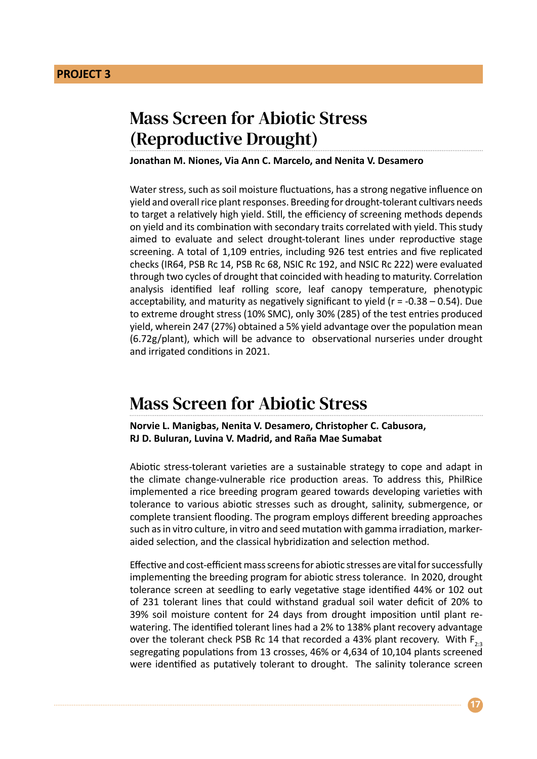**PROJECT 3**

## Mass Screen for Abiotic Stress (Reproductive Drought)

**Jonathan M. Niones, Via Ann C. Marcelo, and Nenita V. Desamero**

Water stress, such as soil moisture fluctuations, has a strong negative influence on yield and overall rice plant responses. Breeding for drought-tolerant cultivars needs to target a relatively high yield. Still, the efficiency of screening methods depends on yield and its combination with secondary traits correlated with yield. This study aimed to evaluate and select drought-tolerant lines under reproductive stage screening. A total of 1,109 entries, including 926 test entries and five replicated checks (IR64, PSB Rc 14, PSB Rc 68, NSIC Rc 192, and NSIC Rc 222) were evaluated through two cycles of drought that coincided with heading to maturity. Correlation analysis identified leaf rolling score, leaf canopy temperature, phenotypic acceptability, and maturity as negatively significant to yield (r = -0.38 – 0.54). Due to extreme drought stress (10% SMC), only 30% (285) of the test entries produced yield, wherein 247 (27%) obtained a 5% yield advantage over the population mean (6.72g/plant), which will be advance to observational nurseries under drought and irrigated conditions in 2021.

## Mass Screen for Abiotic Stress

**Norvie L. Manigbas, Nenita V. Desamero, Christopher C. Cabusora, RJ D. Buluran, Luvina V. Madrid, and Raña Mae Sumabat**

Abiotic stress-tolerant varieties are a sustainable strategy to cope and adapt in the climate change-vulnerable rice production areas. To address this, PhilRice implemented a rice breeding program geared towards developing varieties with tolerance to various abiotic stresses such as drought, salinity, submergence, or complete transient flooding. The program employs different breeding approaches such as in vitro culture, in vitro and seed mutation with gamma irradiation, marker-aided selection, and the classical hybridization and selection method.

Effective and cost-efficient mass screens for abiotic stresses are vital for successfully implementing the breeding program for abiotic stress tolerance. In 2020, drought tolerance screen at seedling to early vegetative stage identified 44% or 102 out of 231 tolerant lines that could withstand gradual soil water deficit of 20% to 39% soil moisture content for 24 days from drought imposition until plant re-watering. The identified tolerant lines had a 2% to 138% plant recovery advantage over the tolerant check PSB Rc 14 that recorded a 43% plant recovery. With $F_{2:3}$ segregating populations from 13 crosses, 46% or 4,634 of 10,104 plants screened were identified as putatively tolerant to drought. The salinity tolerance screen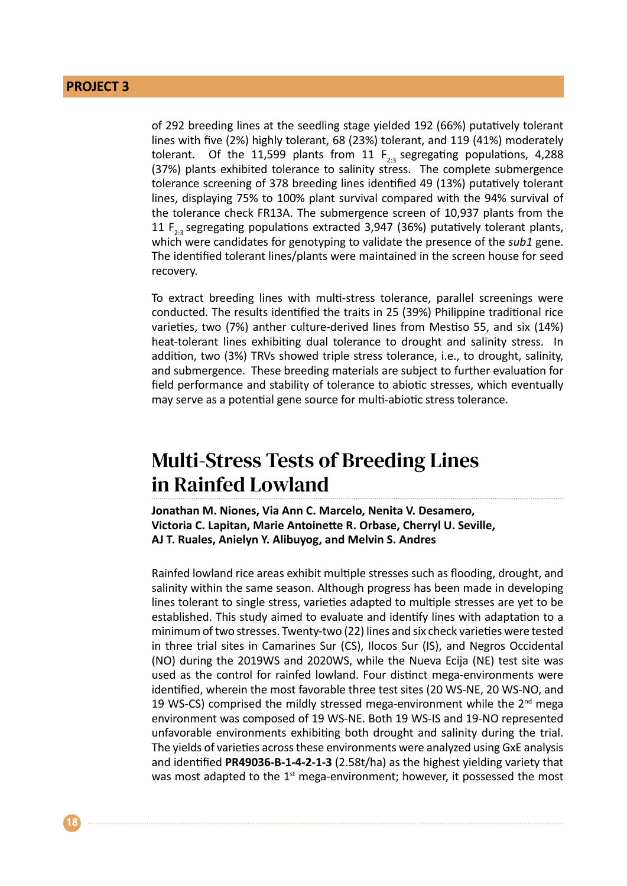of 292 breeding lines at the seedling stage yielded 192 (66%) putatively tolerant lines with five (2%) highly tolerant, 68 (23%) tolerant, and 119 (41%) moderately tolerant. Of the 11,599 plants from 11 $F_{2:3}$ segregating populations, 4,288 (37%) plants exhibited tolerance to salinity stress. The complete submergence tolerance screening of 378 breeding lines identified 49 (13%) putatively tolerant lines, displaying 75% to 100% plant survival compared with the 94% survival of the tolerance check FR13A. The submergence screen of 10,937 plants from the 11 $F_{2:3}$ segregating populations extracted 3,947 (36%) putatively tolerant plants, which were candidates for genotyping to validate the presence of the *sub1* gene. The identified tolerant lines/plants were maintained in the screen house for seed recovery.

To extract breeding lines with multi-stress tolerance, parallel screenings were conducted. The results identified the traits in 25 (39%) Philippine traditional rice varieties, two (7%) anther culture-derived lines from Mestiso 55, and six (14%) heat-tolerant lines exhibiting dual tolerance to drought and salinity stress. In addition, two (3%) TRVs showed triple stress tolerance, i.e., to drought, salinity, and submergence. These breeding materials are subject to further evaluation for field performance and stability of tolerance to abiotic stresses, which eventually may serve as a potential gene source for multi-abiotic stress tolerance.

## Multi-Stress Tests of Breeding Lines in Rainfed Lowland

**Jonathan M. Niones, Via Ann C. Marcelo, Nenita V. Desamero, Victoria C. Lapitan, Marie Antoinette R. Orbase, Cherryl U. Seville, AJ T. Ruales, Anielyn Y. Alibuyog, and Melvin S. Andres**

Rainfed lowland rice areas exhibit multiple stresses such as flooding, drought, and salinity within the same season. Although progress has been made in developing lines tolerant to single stress, varieties adapted to multiple stresses are yet to be established. This study aimed to evaluate and identify lines with adaptation to a minimum of two stresses. Twenty-two (22) lines and six check varieties were tested in three trial sites in Camarines Sur (CS), Ilocos Sur (IS), and Negros Occidental (NO) during the 2019WS and 2020WS, while the Nueva Ecija (NE) test site was used as the control for rainfed lowland. Four distinct mega-environments were identified, wherein the most favorable three test sites (20 WS-NE, 20 WS-NO, and 19 WS-CS) comprised the mildly stressed mega-environment while the 2nd mega environment was composed of 19 WS-NE. Both 19 WS-IS and 19-NO represented unfavorable environments exhibiting both drought and salinity during the trial. The yields of varieties across these environments were analyzed using GxE analysis and identified **PR49036-B-1-4-2-1-3** (2.58t/ha) as the highest yielding variety that was most adapted to the 1st mega-environment; however, it possessed the most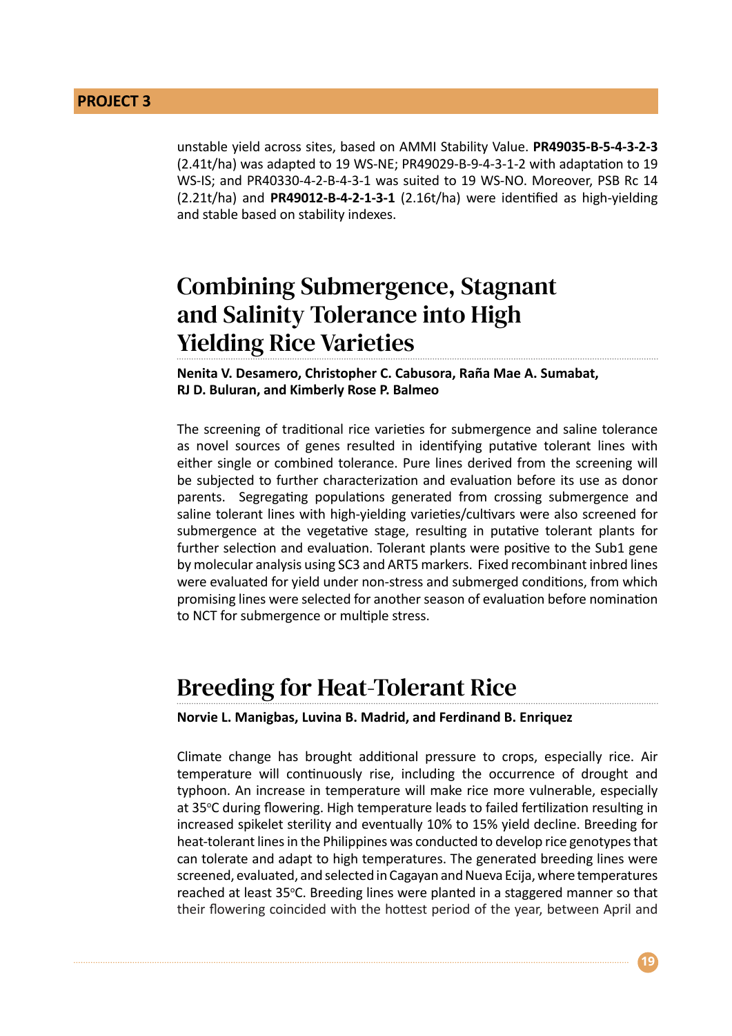unstable yield across sites, based on AMMI Stability Value. **PR49035-B-5-4-3-2-3** (2.41t/ha) was adapted to 19 WS-NE; PR49029-B-9-4-3-1-2 with adaptation to 19 WS-IS; and PR40330-4-2-B-4-3-1 was suited to 19 WS-NO. Moreover, PSB Rc 14 (2.21t/ha) and **PR49012-B-4-2-1-3-1** (2.16t/ha) were identified as high-yielding and stable based on stability indexes.

## Combining Submergence, Stagnant and Salinity Tolerance into High Yielding Rice Varieties

**Nenita V. Desamero, Christopher C. Cabusora, Raña Mae A. Sumabat, RJ D. Buluran, and Kimberly Rose P. Balmeo**

The screening of traditional rice varieties for submergence and saline tolerance as novel sources of genes resulted in identifying putative tolerant lines with either single or combined tolerance. Pure lines derived from the screening will be subjected to further characterization and evaluation before its use as donor parents. Segregating populations generated from crossing submergence and saline tolerant lines with high-yielding varieties/cultivars were also screened for submergence at the vegetative stage, resulting in putative tolerant plants for further selection and evaluation. Tolerant plants were positive to the Sub1 gene by molecular analysis using SC3 and ART5 markers. Fixed recombinant inbred lines were evaluated for yield under non-stress and submerged conditions, from which promising lines were selected for another season of evaluation before nomination to NCT for submergence or multiple stress.

## Breeding for Heat-Tolerant Rice

**Norvie L. Manigbas, Luvina B. Madrid, and Ferdinand B. Enriquez**

Climate change has brought additional pressure to crops, especially rice. Air temperature will continuously rise, including the occurrence of drought and typhoon. An increase in temperature will make rice more vulnerable, especially at 35°C during flowering. High temperature leads to failed fertilization resulting in increased spikelet sterility and eventually 10% to 15% yield decline. Breeding for heat-tolerant lines in the Philippines was conducted to develop rice genotypes that can tolerate and adapt to high temperatures. The generated breeding lines were screened, evaluated, and selected in Cagayan and Nueva Ecija, where temperatures reached at least 35°C. Breeding lines were planted in a staggered manner so that their flowering coincided with the hottest period of the year, between April and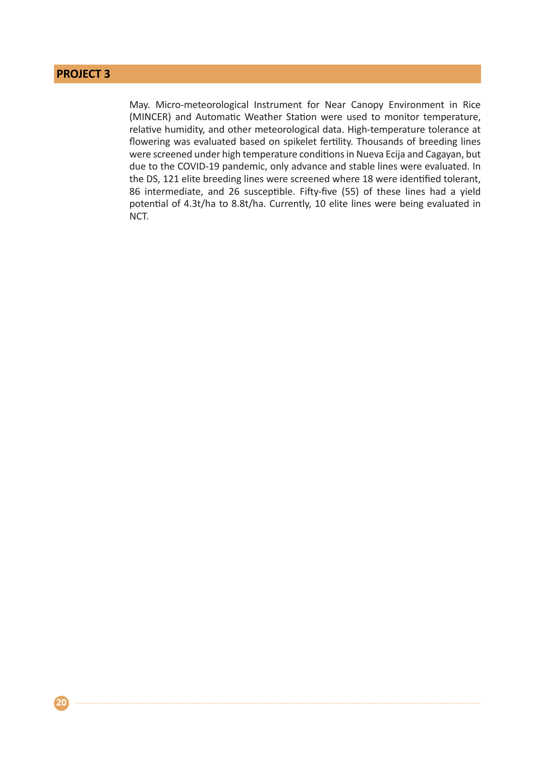## PROJECT 3

May. Micro-meteorological Instrument for Near Canopy Environment in Rice (MINCER) and Automatic Weather Station were used to monitor temperature, relative humidity, and other meteorological data. High-temperature tolerance at flowering was evaluated based on spikelet fertility. Thousands of breeding lines were screened under high temperature conditions in Nueva Ecija and Cagayan, but due to the COVID-19 pandemic, only advance and stable lines were evaluated. In the DS, 121 elite breeding lines were screened where 18 were identified tolerant, 86 intermediate, and 26 susceptible. Fifty-five (55) of these lines had a yield potential of 4.3t/ha to 8.8t/ha. Currently, 10 elite lines were being evaluated in NCT.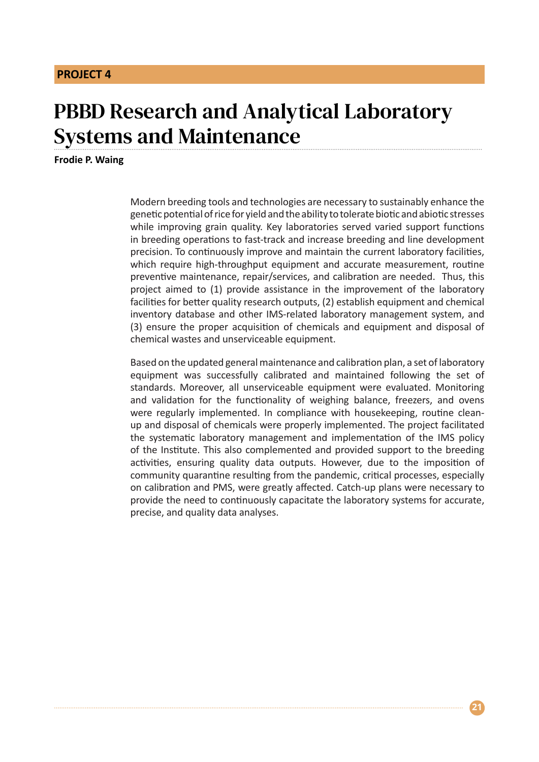**PROJECT 4**

# PBBD Research and Analytical Laboratory Systems and Maintenance

**Frodie P. Waing**

Modern breeding tools and technologies are necessary to sustainably enhance the genetic potential of rice for yield and the ability to tolerate biotic and abiotic stresses while improving grain quality. Key laboratories served varied support functions in breeding operations to fast-track and increase breeding and line development precision. To continuously improve and maintain the current laboratory facilities, which require high-throughput equipment and accurate measurement, routine preventive maintenance, repair/services, and calibration are needed. Thus, this project aimed to (1) provide assistance in the improvement of the laboratory facilities for better quality research outputs, (2) establish equipment and chemical inventory database and other IMS-related laboratory management system, and (3) ensure the proper acquisition of chemicals and equipment and disposal of chemical wastes and unserviceable equipment.

Based on the updated general maintenance and calibration plan, a set of laboratory equipment was successfully calibrated and maintained following the set of standards. Moreover, all unserviceable equipment were evaluated. Monitoring and validation for the functionality of weighing balance, freezers, and ovens were regularly implemented. In compliance with housekeeping, routine clean-up and disposal of chemicals were properly implemented. The project facilitated the systematic laboratory management and implementation of the IMS policy of the Institute. This also complemented and provided support to the breeding activities, ensuring quality data outputs. However, due to the imposition of community quarantine resulting from the pandemic, critical processes, especially on calibration and PMS, were greatly affected. Catch-up plans were necessary to provide the need to continuously capacitate the laboratory systems for accurate, precise, and quality data analyses.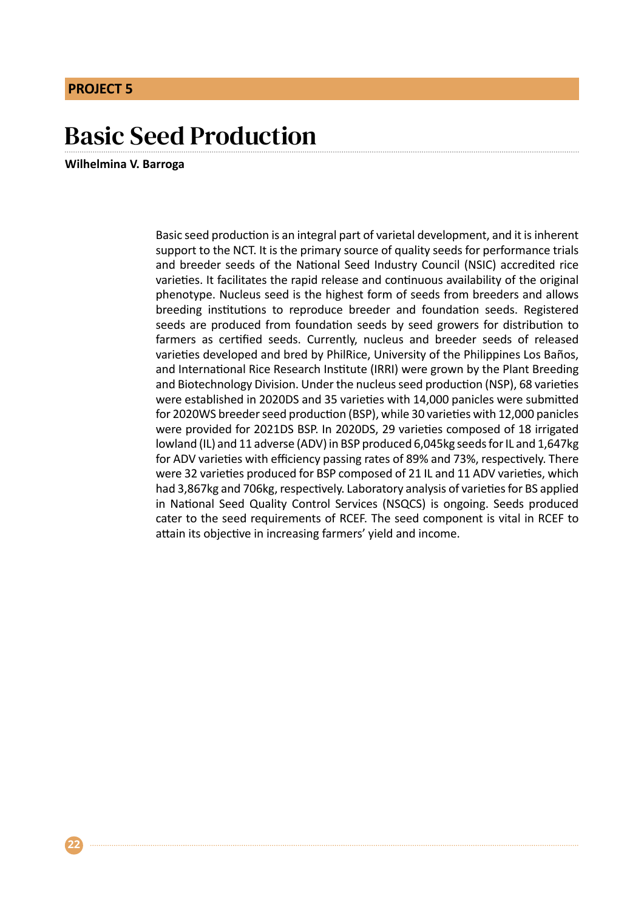PROJECT 5

# Basic Seed Production

**Wilhelmina V. Barroga**

Basic seed production is an integral part of varietal development, and it is inherent support to the NCT. It is the primary source of quality seeds for performance trials and breeder seeds of the National Seed Industry Council (NSIC) accredited rice varieties. It facilitates the rapid release and continuous availability of the original phenotype. Nucleus seed is the highest form of seeds from breeders and allows breeding institutions to reproduce breeder and foundation seeds. Registered seeds are produced from foundation seeds by seed growers for distribution to farmers as certified seeds. Currently, nucleus and breeder seeds of released varieties developed and bred by PhilRice, University of the Philippines Los Baños, and International Rice Research Institute (IRRI) were grown by the Plant Breeding and Biotechnology Division. Under the nucleus seed production (NSP), 68 varieties were established in 2020DS and 35 varieties with 14,000 panicles were submitted for 2020WS breeder seed production (BSP), while 30 varieties with 12,000 panicles were provided for 2021DS BSP. In 2020DS, 29 varieties composed of 18 irrigated lowland (IL) and 11 adverse (ADV) in BSP produced 6,045kg seeds for IL and 1,647kg for ADV varieties with efficiency passing rates of 89% and 73%, respectively. There were 32 varieties produced for BSP composed of 21 IL and 11 ADV varieties, which had 3,867kg and 706kg, respectively. Laboratory analysis of varieties for BS applied in National Seed Quality Control Services (NSQCS) is ongoing. Seeds produced cater to the seed requirements of RCEF. The seed component is vital in RCEF to attain its objective in increasing farmers' yield and income.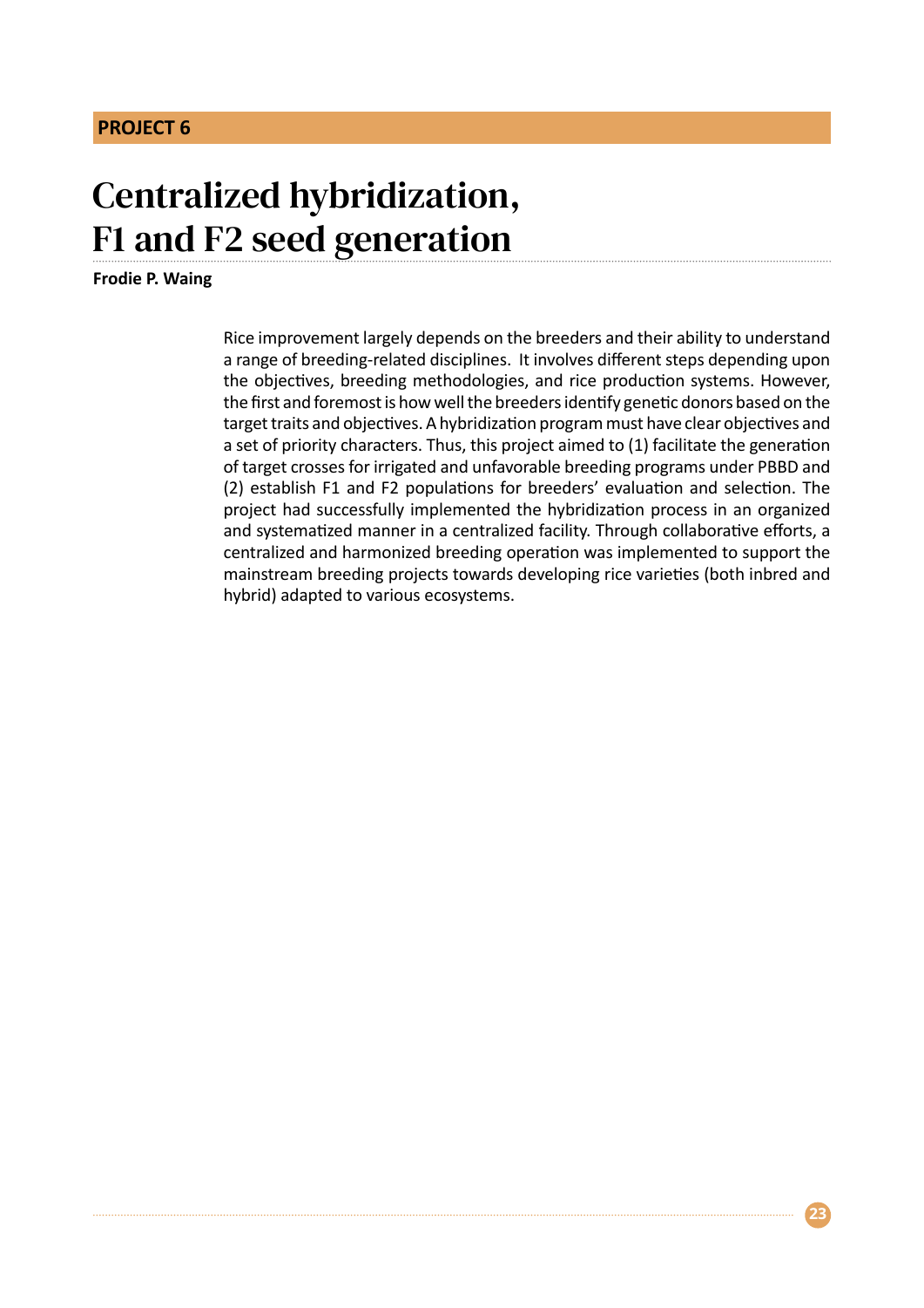**PROJECT 6**

# Centralized hybridization, F1 and F2 seed generation

**Frodie P. Waing**

Rice improvement largely depends on the breeders and their ability to understand a range of breeding-related disciplines. It involves different steps depending upon the objectives, breeding methodologies, and rice production systems. However, the first and foremost is how well the breeders identify genetic donors based on the target traits and objectives. A hybridization program must have clear objectives and a set of priority characters. Thus, this project aimed to (1) facilitate the generation of target crosses for irrigated and unfavorable breeding programs under PBBD and (2) establish F1 and F2 populations for breeders' evaluation and selection. The project had successfully implemented the hybridization process in an organized and systematized manner in a centralized facility. Through collaborative efforts, a centralized and harmonized breeding operation was implemented to support the mainstream breeding projects towards developing rice varieties (both inbred and hybrid) adapted to various ecosystems.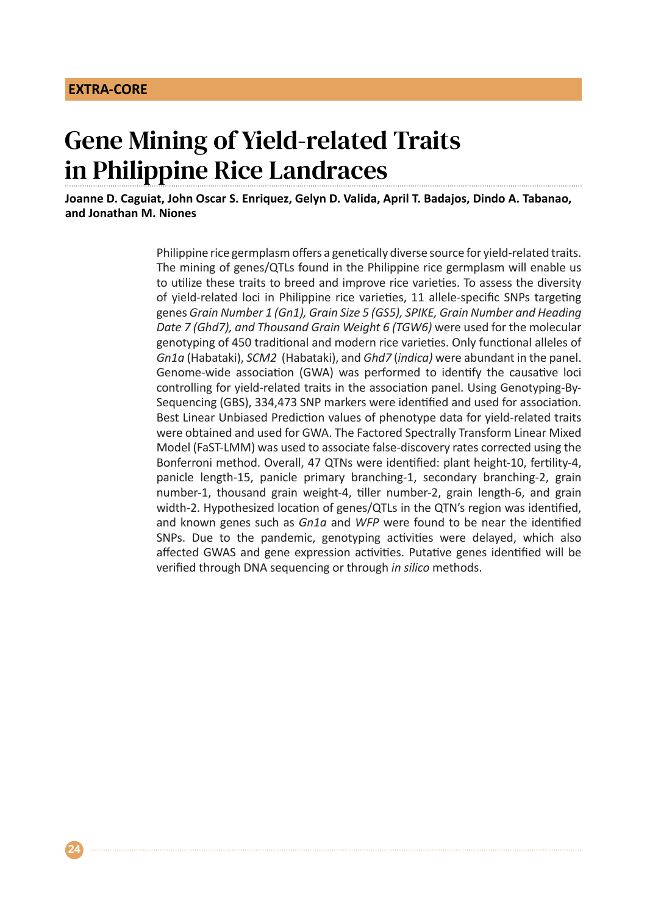**EXTRA-CORE**

# Gene Mining of Yield-related Traits in Philippine Rice Landraces

**Joanne D. Caguiat, John Oscar S. Enriquez, Gelyn D. Valida, April T. Badajos, Dindo A. Tabanao, and Jonathan M. Niones**

Philippine rice germplasm offers a genetically diverse source for yield-related traits. The mining of genes/QTLs found in the Philippine rice germplasm will enable us to utilize these traits to breed and improve rice varieties. To assess the diversity of yield-related loci in Philippine rice varieties, 11 allele-specific SNPs targeting genes *Grain Number 1 (Gn1), Grain Size 5 (GS5), SPIKE, Grain Number and Heading Date 7 (Ghd7), and Thousand Grain Weight 6 (TGW6)* were used for the molecular genotyping of 450 traditional and modern rice varieties. Only functional alleles of *Gn1a* (Habataki), *SCM2* (Habataki), and *Ghd7* (*indica)* were abundant in the panel. Genome-wide association (GWA) was performed to identify the causative loci controlling for yield-related traits in the association panel. Using Genotyping-By-Sequencing (GBS), 334,473 SNP markers were identified and used for association. Best Linear Unbiased Prediction values of phenotype data for yield-related traits were obtained and used for GWA. The Factored Spectrally Transform Linear Mixed Model (FaST-LMM) was used to associate false-discovery rates corrected using the Bonferroni method. Overall, 47 QTNs were identified: plant height-10, fertility-4, panicle length-15, panicle primary branching-1, secondary branching-2, grain number-1, thousand grain weight-4, tiller number-2, grain length-6, and grain width-2. Hypothesized location of genes/QTLs in the QTN's region was identified, and known genes such as *Gn1a* and *WFP* were found to be near the identified SNPs. Due to the pandemic, genotyping activities were delayed, which also affected GWAS and gene expression activities. Putative genes identified will be verified through DNA sequencing or through *in silico* methods.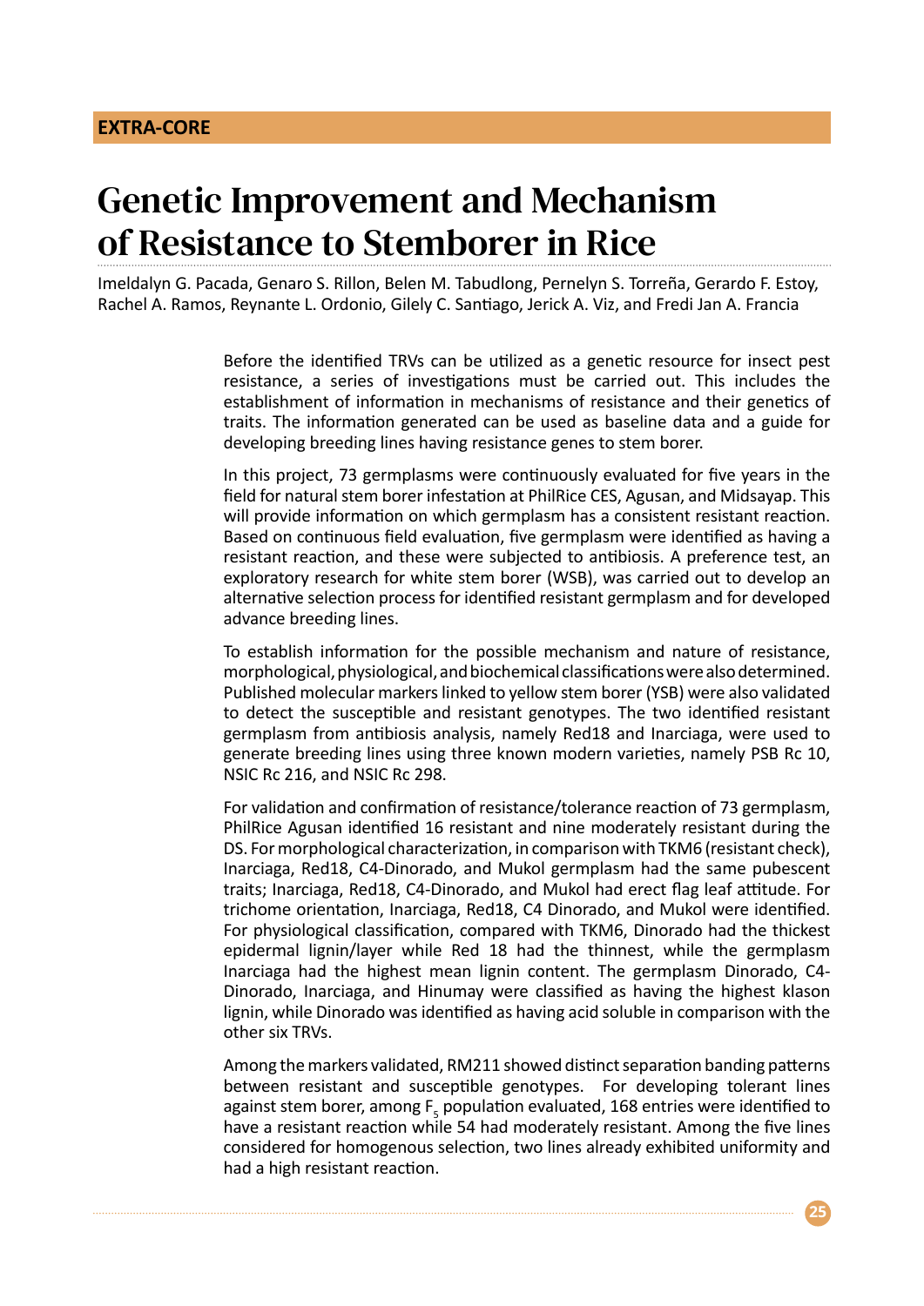**EXTRA-CORE**

# Genetic Improvement and Mechanism of Resistance to Stemborer in Rice

Imeldalyn G. Pacada, Genaro S. Rillon, Belen M. Tabudlong, Pernelyn S. Torreña, Gerardo F. Estoy, Rachel A. Ramos, Reynante L. Ordonio, Gilely C. Santiago, Jerick A. Viz, and Fredi Jan A. Francia

Before the identified TRVs can be utilized as a genetic resource for insect pest resistance, a series of investigations must be carried out. This includes the establishment of information in mechanisms of resistance and their genetics of traits. The information generated can be used as baseline data and a guide for developing breeding lines having resistance genes to stem borer.

In this project, 73 germplasms were continuously evaluated for five years in the field for natural stem borer infestation at PhilRice CES, Agusan, and Midsayap. This will provide information on which germplasm has a consistent resistant reaction. Based on continuous field evaluation, five germplasm were identified as having a resistant reaction, and these were subjected to antibiosis. A preference test, an exploratory research for white stem borer (WSB), was carried out to develop an alternative selection process for identified resistant germplasm and for developed advance breeding lines.

To establish information for the possible mechanism and nature of resistance, morphological, physiological, and biochemical classifications were also determined. Published molecular markers linked to yellow stem borer (YSB) were also validated to detect the susceptible and resistant genotypes. The two identified resistant germplasm from antibiosis analysis, namely Red18 and Inarciaga, were used to generate breeding lines using three known modern varieties, namely PSB Rc 10, NSIC Rc 216, and NSIC Rc 298.

For validation and confirmation of resistance/tolerance reaction of 73 germplasm, PhilRice Agusan identified 16 resistant and nine moderately resistant during the DS. For morphological characterization, in comparison with TKM6 (resistant check), Inarciaga, Red18, C4-Dinorado, and Mukol germplasm had the same pubescent traits; Inarciaga, Red18, C4-Dinorado, and Mukol had erect flag leaf attitude. For trichome orientation, Inarciaga, Red18, C4 Dinorado, and Mukol were identified. For physiological classification, compared with TKM6, Dinorado had the thickest epidermal lignin/layer while Red 18 had the thinnest, while the germplasm Inarciaga had the highest mean lignin content. The germplasm Dinorado, C4-Dinorado, Inarciaga, and Hinumay were classified as having the highest klason lignin, while Dinorado was identified as having acid soluble in comparison with the other six TRVs.

Among the markers validated, RM211 showed distinct separation banding patterns between resistant and susceptible genotypes. For developing tolerant lines against stem borer, among $F_5$ population evaluated, 168 entries were identified to have a resistant reaction while 54 had moderately resistant. Among the five lines considered for homogenous selection, two lines already exhibited uniformity and had a high resistant reaction.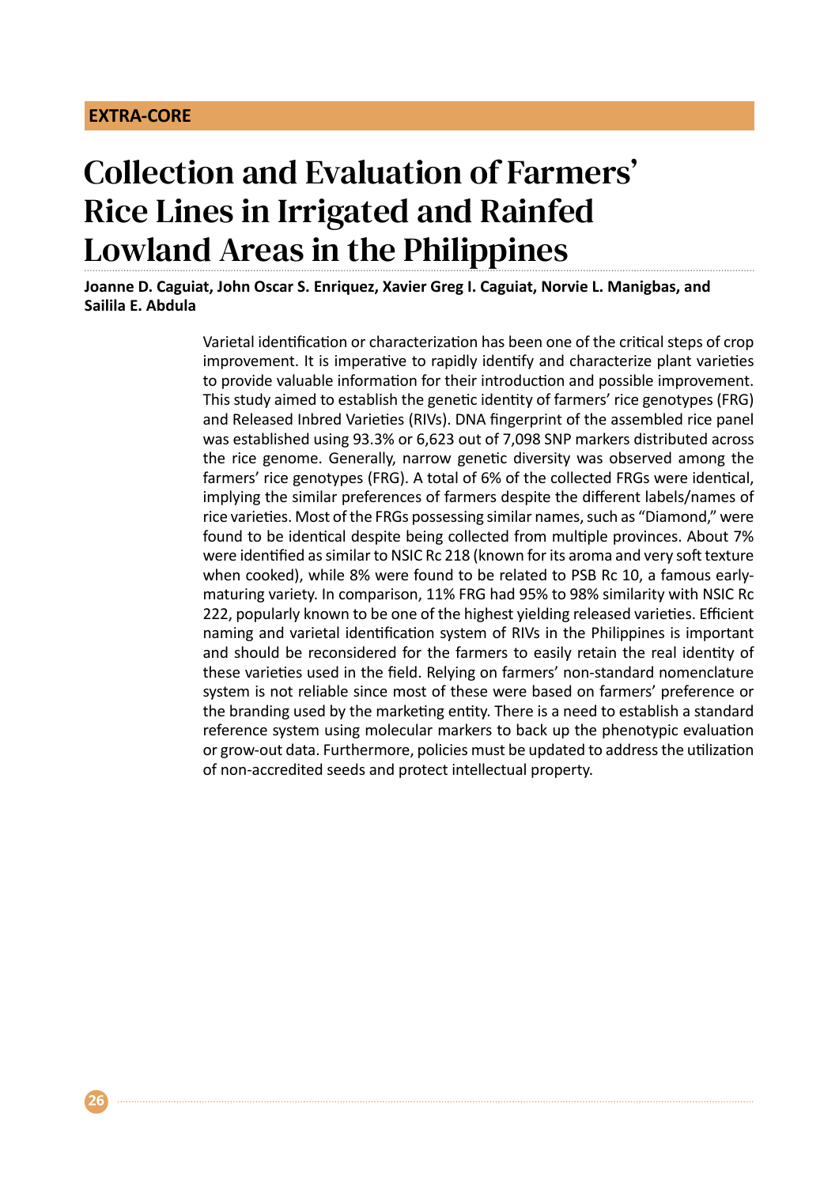**EXTRA-CORE**

# Collection and Evaluation of Farmers' Rice Lines in Irrigated and Rainfed Lowland Areas in the Philippines

**Joanne D. Caguiat, John Oscar S. Enriquez, Xavier Greg I. Caguiat, Norvie L. Manigbas, and Sailila E. Abdula**

Varietal identification or characterization has been one of the critical steps of crop improvement. It is imperative to rapidly identify and characterize plant varieties to provide valuable information for their introduction and possible improvement. This study aimed to establish the genetic identity of farmers' rice genotypes (FRG) and Released Inbred Varieties (RIVs). DNA fingerprint of the assembled rice panel was established using 93.3% or 6,623 out of 7,098 SNP markers distributed across the rice genome. Generally, narrow genetic diversity was observed among the farmers' rice genotypes (FRG). A total of 6% of the collected FRGs were identical, implying the similar preferences of farmers despite the different labels/names of rice varieties. Most of the FRGs possessing similar names, such as "Diamond," were found to be identical despite being collected from multiple provinces. About 7% were identified as similar to NSIC Rc 218 (known for its aroma and very soft texture when cooked), while 8% were found to be related to PSB Rc 10, a famous early-maturing variety. In comparison, 11% FRG had 95% to 98% similarity with NSIC Rc 222, popularly known to be one of the highest yielding released varieties. Efficient naming and varietal identification system of RIVs in the Philippines is important and should be reconsidered for the farmers to easily retain the real identity of these varieties used in the field. Relying on farmers' non-standard nomenclature system is not reliable since most of these were based on farmers' preference or the branding used by the marketing entity. There is a need to establish a standard reference system using molecular markers to back up the phenotypic evaluation or grow-out data. Furthermore, policies must be updated to address the utilization of non-accredited seeds and protect intellectual property.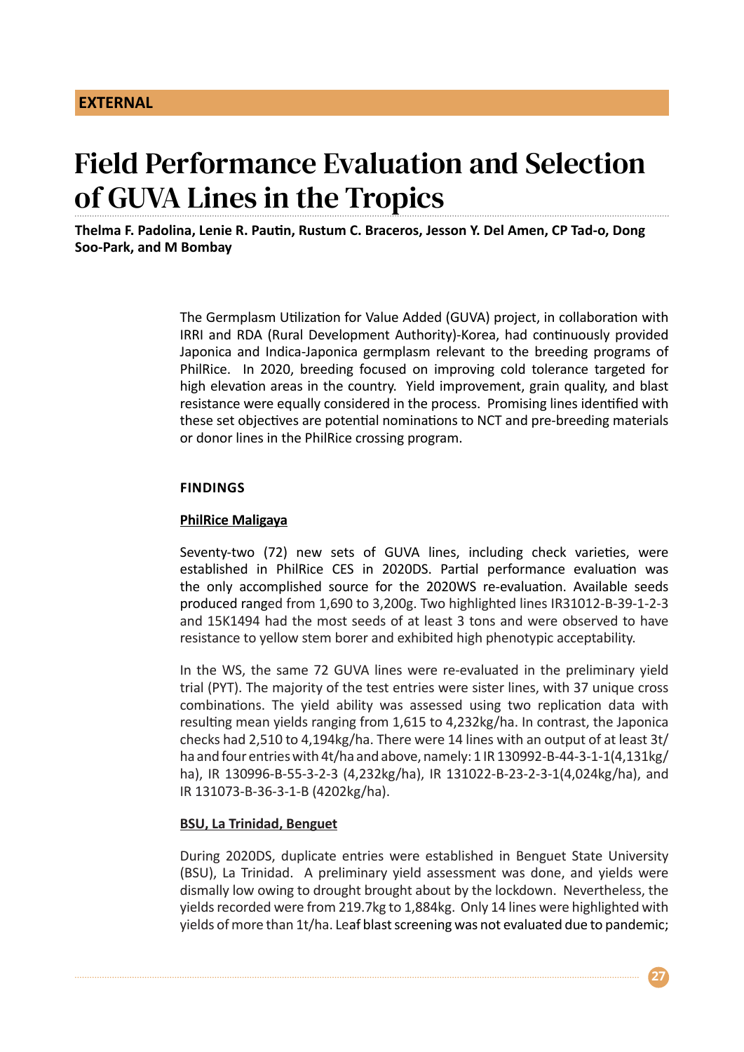**EXTERNAL**

# Field Performance Evaluation and Selection of GUVA Lines in the Tropics

**Thelma F. Padolina, Lenie R. Pautin, Rustum C. Braceros, Jesson Y. Del Amen, CP Tad-o, Dong Soo-Park, and M Bombay**

The Germplasm Utilization for Value Added (GUVA) project, in collaboration with IRRI and RDA (Rural Development Authority)-Korea, had continuously provided Japonica and Indica-Japonica germplasm relevant to the breeding programs of PhilRice. In 2020, breeding focused on improving cold tolerance targeted for high elevation areas in the country. Yield improvement, grain quality, and blast resistance were equally considered in the process. Promising lines identified with these set objectives are potential nominations to NCT and pre-breeding materials or donor lines in the PhilRice crossing program.

## FINDINGS

### PhilRice Maligaya

Seventy-two (72) new sets of GUVA lines, including check varieties, were established in PhilRice CES in 2020DS. Partial performance evaluation was the only accomplished source for the 2020WS re-evaluation. Available seeds produced ranged from 1,690 to 3,200g. Two highlighted lines IR31012-B-39-1-2-3 and 15K1494 had the most seeds of at least 3 tons and were observed to have resistance to yellow stem borer and exhibited high phenotypic acceptability.

In the WS, the same 72 GUVA lines were re-evaluated in the preliminary yield trial (PYT). The majority of the test entries were sister lines, with 37 unique cross combinations. The yield ability was assessed using two replication data with resulting mean yields ranging from 1,615 to 4,232kg/ha. In contrast, the Japonica checks had 2,510 to 4,194kg/ha. There were 14 lines with an output of at least 3t/ha and four entries with 4t/ha and above, namely: 1 IR 130992-B-44-3-1-1(4,131kg/ha), IR 130996-B-55-3-2-3 (4,232kg/ha), IR 131022-B-23-2-3-1(4,024kg/ha), and IR 131073-B-36-3-1-B (4202kg/ha).

### BSU, La Trinidad, Benguet

During 2020DS, duplicate entries were established in Benguet State University (BSU), La Trinidad. A preliminary yield assessment was done, and yields were dismally low owing to drought brought about by the lockdown. Nevertheless, the yields recorded were from 219.7kg to 1,884kg. Only 14 lines were highlighted with yields of more than 1t/ha. Leaf blast screening was not evaluated due to pandemic;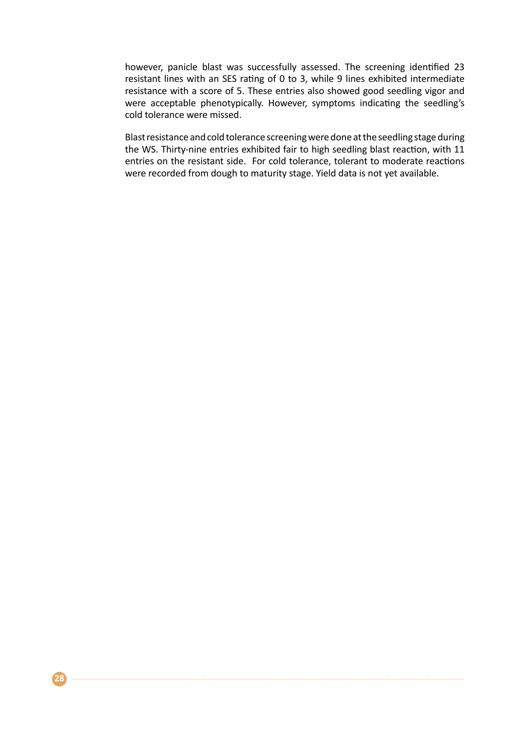however, panicle blast was successfully assessed. The screening identified 23 resistant lines with an SES rating of 0 to 3, while 9 lines exhibited intermediate resistance with a score of 5. These entries also showed good seedling vigor and were acceptable phenotypically. However, symptoms indicating the seedling's cold tolerance were missed.

Blast resistance and cold tolerance screening were done at the seedling stage during the WS. Thirty-nine entries exhibited fair to high seedling blast reaction, with 11 entries on the resistant side. For cold tolerance, tolerant to moderate reactions were recorded from dough to maturity stage. Yield data is not yet available.